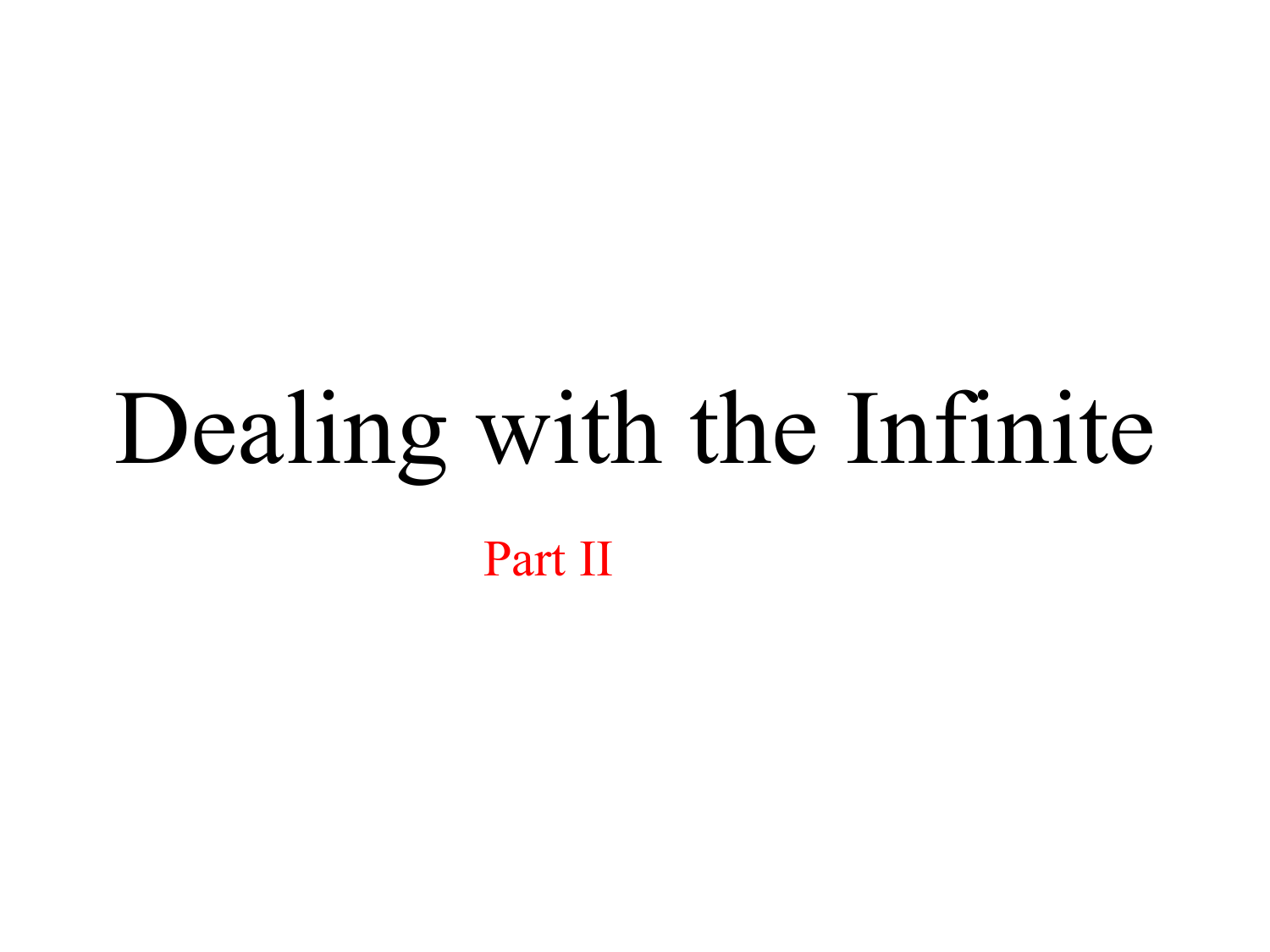# Dealing with the Infinite

Part II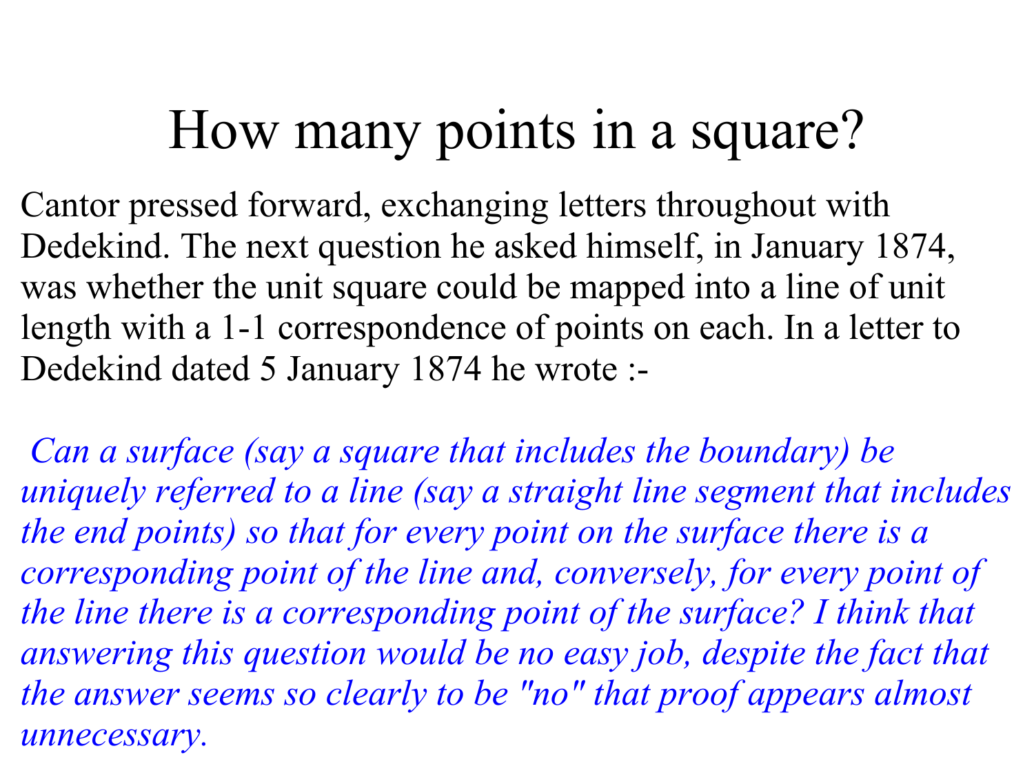# How many points in a square?

Cantor pressed forward, exchanging letters throughout with Dedekind. The next question he asked himself, in January 1874, was whether the unit square could be mapped into a line of unit length with a 1-1 correspondence of points on each. In a letter to Dedekind dated 5 January 1874 he wrote :-

*Can a surface (say a square that includes the boundary) be uniquely referred to a line (say a straight line segment that includes the end points) so that for every point on the surface there is a corresponding point of the line and, conversely, for every point of the line there is a corresponding point of the surface? I think that answering this question would be no easy job, despite the fact that the answer seems so clearly to be "no" that proof appears almost unnecessary.*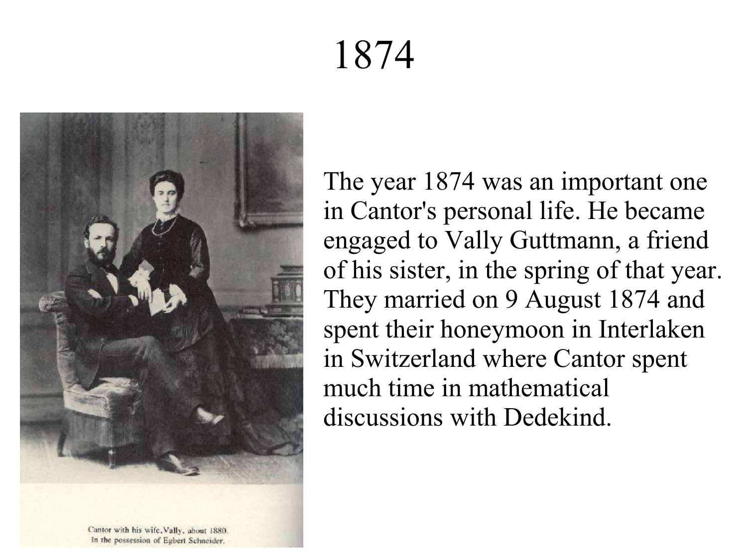# 1874

Cantor with his wife, Vally, about 1880.
In the possession of Egbert Schneider.

The year 1874 was an important one in Cantor's personal life. He became engaged to Vally Guttmann, a friend of his sister, in the spring of that year. They married on 9 August 1874 and spent their honeymoon in Interlaken in Switzerland where Cantor spent much time in mathematical discussions with Dedekind.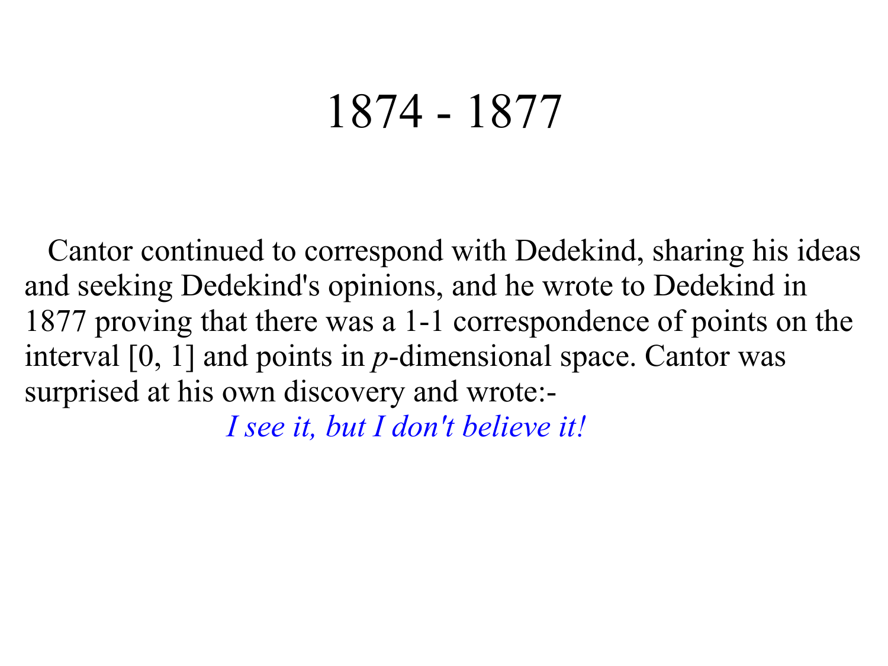# 1874 - 1877

Cantor continued to correspond with Dedekind, sharing his ideas and seeking Dedekind's opinions, and he wrote to Dedekind in 1877 proving that there was a 1-1 correspondence of points on the interval [0, 1] and points in $p$-dimensional space. Cantor was surprised at his own discovery and wrote:-

*I see it, but I don't believe it!*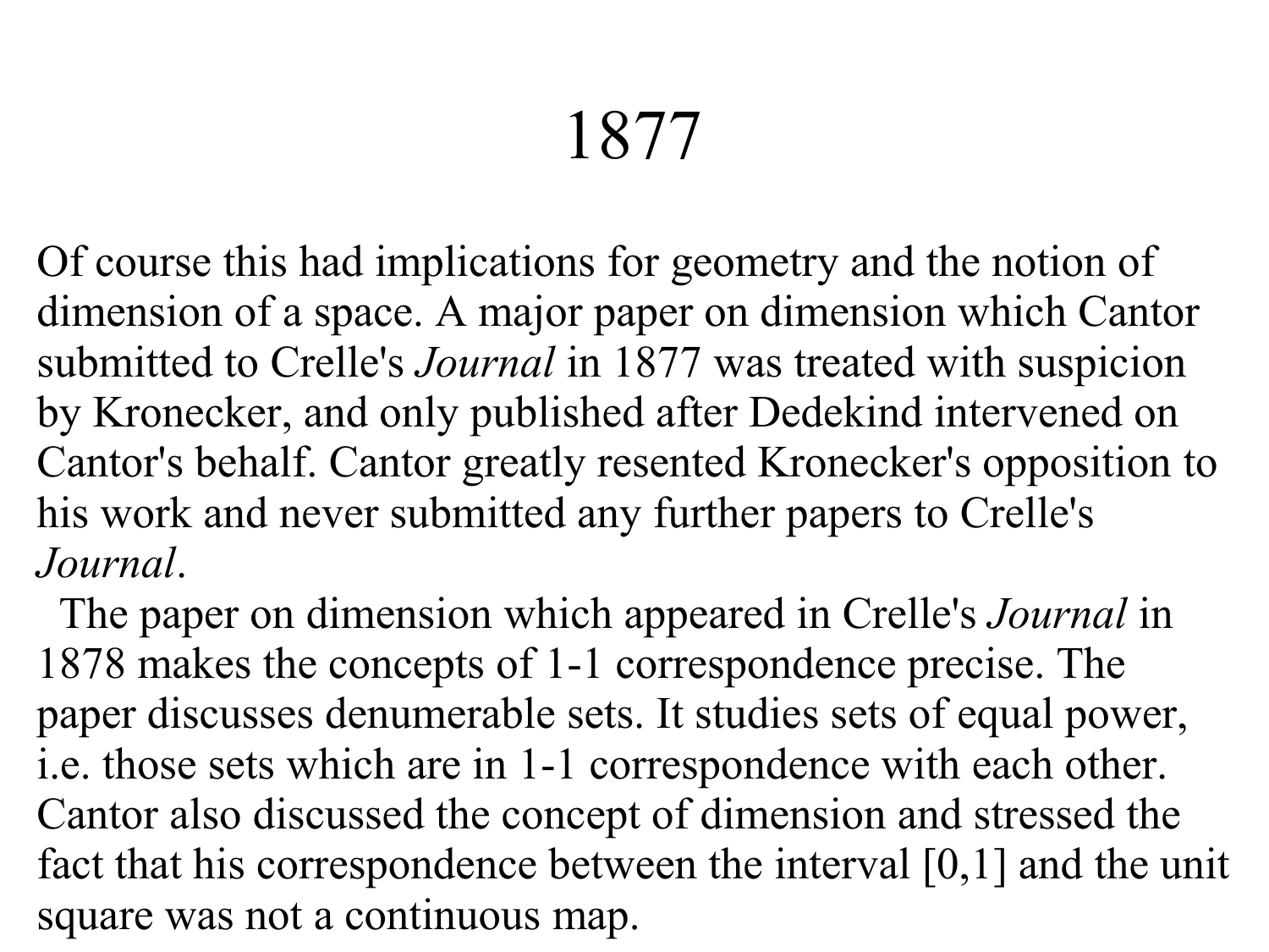# 1877

Of course this had implications for geometry and the notion of dimension of a space. A major paper on dimension which Cantor submitted to Crelle's *Journal* in 1877 was treated with suspicion by Kronecker, and only published after Dedekind intervened on Cantor's behalf. Cantor greatly resented Kronecker's opposition to his work and never submitted any further papers to Crelle's *Journal*.

The paper on dimension which appeared in Crelle's *Journal* in 1878 makes the concepts of 1-1 correspondence precise. The paper discusses denumerable sets. It studies sets of equal power, i.e. those sets which are in 1-1 correspondence with each other. Cantor also discussed the concept of dimension and stressed the fact that his correspondence between the interval [0,1] and the unit square was not a continuous map.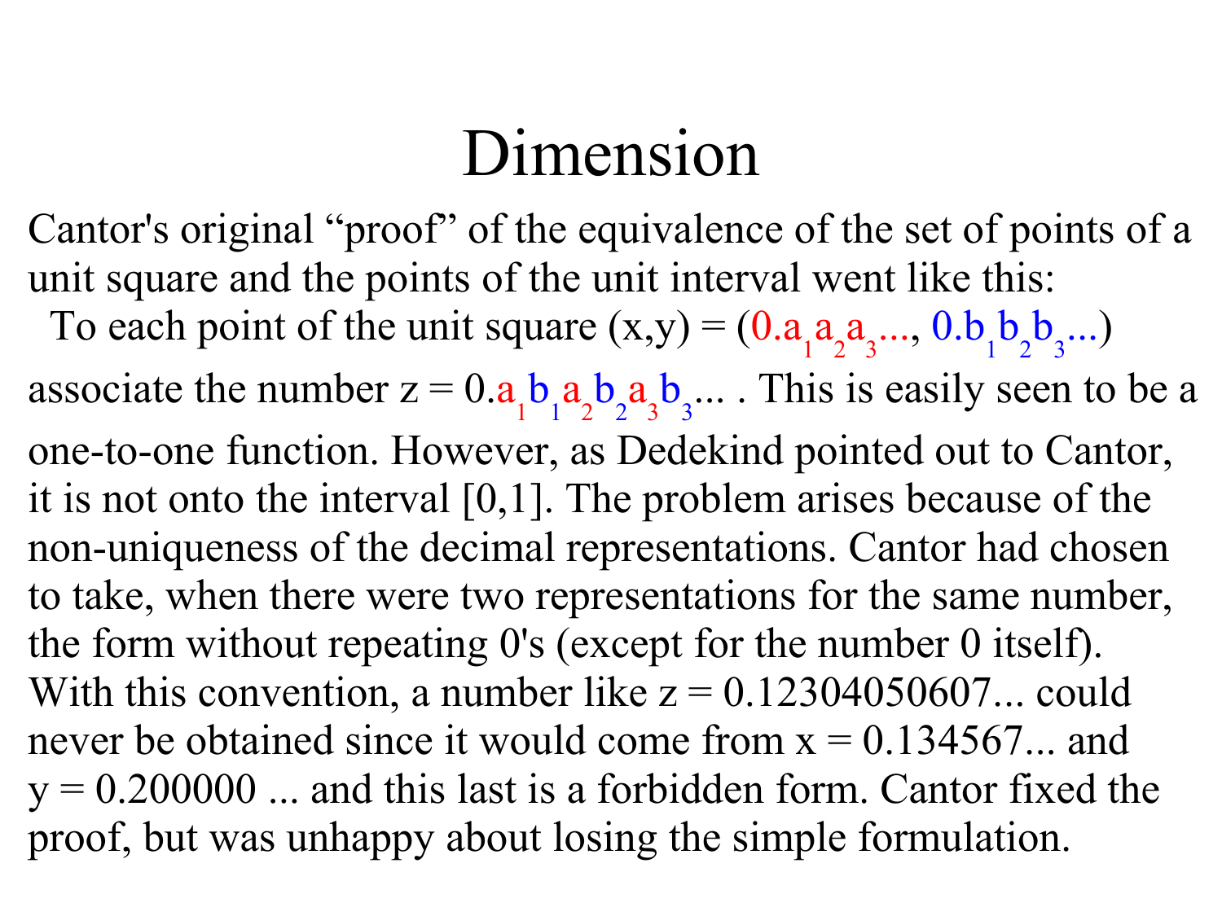# Dimension

Cantor's original “proof” of the equivalence of the set of points of a unit square and the points of the unit interval went like this:

To each point of the unit square $(x,y) = (0.a_1a_2a_3..., 0.b_1b_2b_3...)$ associate the number $z = 0.a_1b_1a_2b_2a_3b_3...$ . This is easily seen to be a one-to-one function. However, as Dedekind pointed out to Cantor, it is not onto the interval [0,1]. The problem arises because of the non-uniqueness of the decimal representations. Cantor had chosen to take, when there were two representations for the same number, the form without repeating 0's (except for the number 0 itself). With this convention, a number like $z = 0.12304050607...$ could never be obtained since it would come from $x = 0.134567...$ and $y = 0.200000 ...$ and this last is a forbidden form. Cantor fixed the proof, but was unhappy about losing the simple formulation.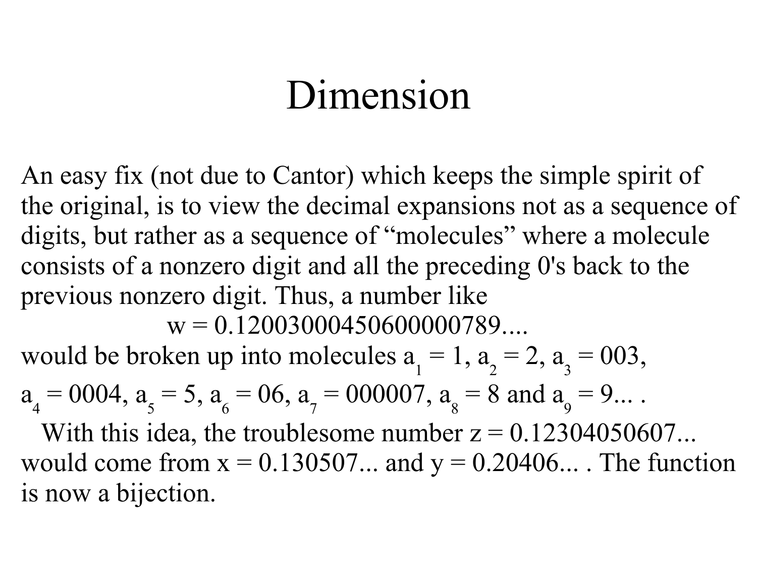# Dimension

An easy fix (not due to Cantor) which keeps the simple spirit of the original, is to view the decimal expansions not as a sequence of digits, but rather as a sequence of "molecules" where a molecule consists of a nonzero digit and all the preceding 0's back to the previous nonzero digit. Thus, a number like

$$w = 0.120030004506000000789....$$

would be broken up into molecules $a_1 = 1$, $a_2 = 2$, $a_3 = 003$, $a_4 = 0004$, $a_5 = 5$, $a_6 = 06$, $a_7 = 000007$, $a_8 = 8$ and $a_9 = 9...$ .

With this idea, the troublesome number $z = 0.12304050607...$ would come from $x = 0.130507...$ and $y = 0.20406...$ . The function is now a bijection.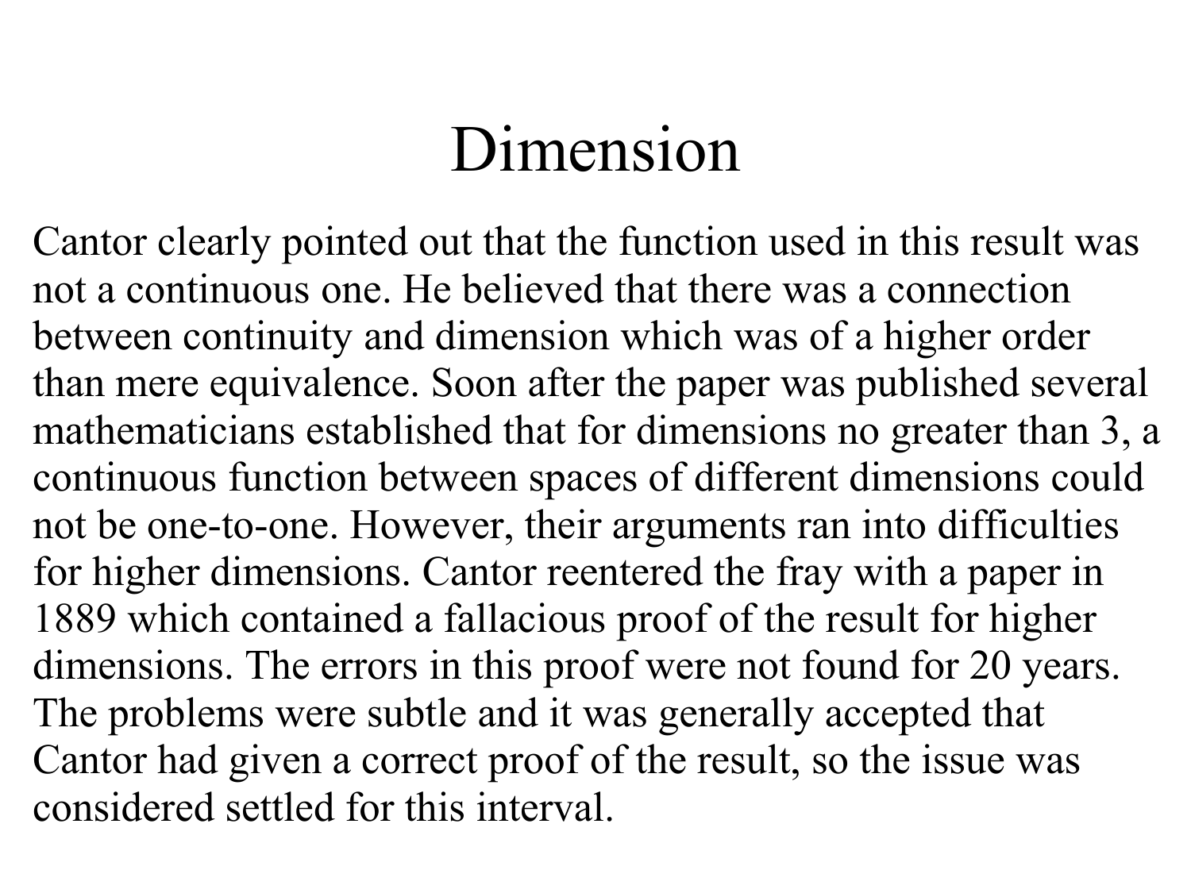# Dimension

Cantor clearly pointed out that the function used in this result was not a continuous one. He believed that there was a connection between continuity and dimension which was of a higher order than mere equivalence. Soon after the paper was published several mathematicians established that for dimensions no greater than 3, a continuous function between spaces of different dimensions could not be one-to-one. However, their arguments ran into difficulties for higher dimensions. Cantor reentered the fray with a paper in 1889 which contained a fallacious proof of the result for higher dimensions. The errors in this proof were not found for 20 years. The problems were subtle and it was generally accepted that Cantor had given a correct proof of the result, so the issue was considered settled for this interval.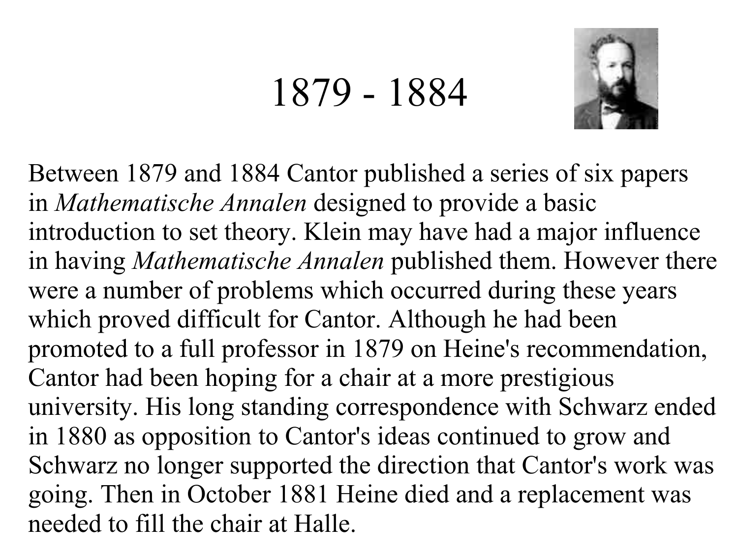# 1879 - 1884

Between 1879 and 1884 Cantor published a series of six papers in *Mathematische Annalen* designed to provide a basic introduction to set theory. Klein may have had a major influence in having *Mathematische Annalen* published them. However there were a number of problems which occurred during these years which proved difficult for Cantor. Although he had been promoted to a full professor in 1879 on Heine's recommendation, Cantor had been hoping for a chair at a more prestigious university. His long standing correspondence with Schwarz ended in 1880 as opposition to Cantor's ideas continued to grow and Schwarz no longer supported the direction that Cantor's work was going. Then in October 1881 Heine died and a replacement was needed to fill the chair at Halle.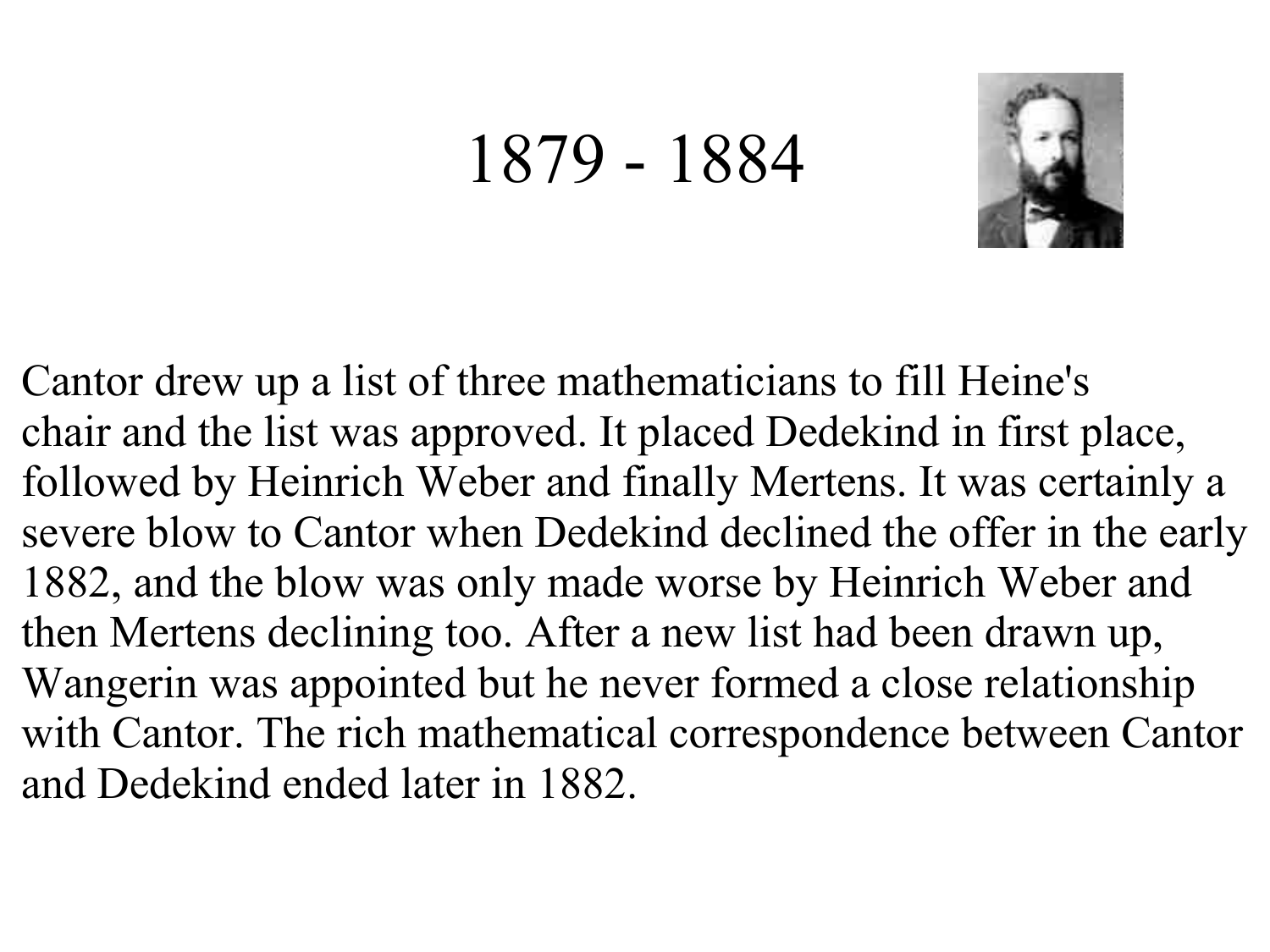# 1879 - 1884

Cantor drew up a list of three mathematicians to fill Heine's chair and the list was approved. It placed Dedekind in first place, followed by Heinrich Weber and finally Mertens. It was certainly a severe blow to Cantor when Dedekind declined the offer in the early 1882, and the blow was only made worse by Heinrich Weber and then Mertens declining too. After a new list had been drawn up, Wangerin was appointed but he never formed a close relationship with Cantor. The rich mathematical correspondence between Cantor and Dedekind ended later in 1882.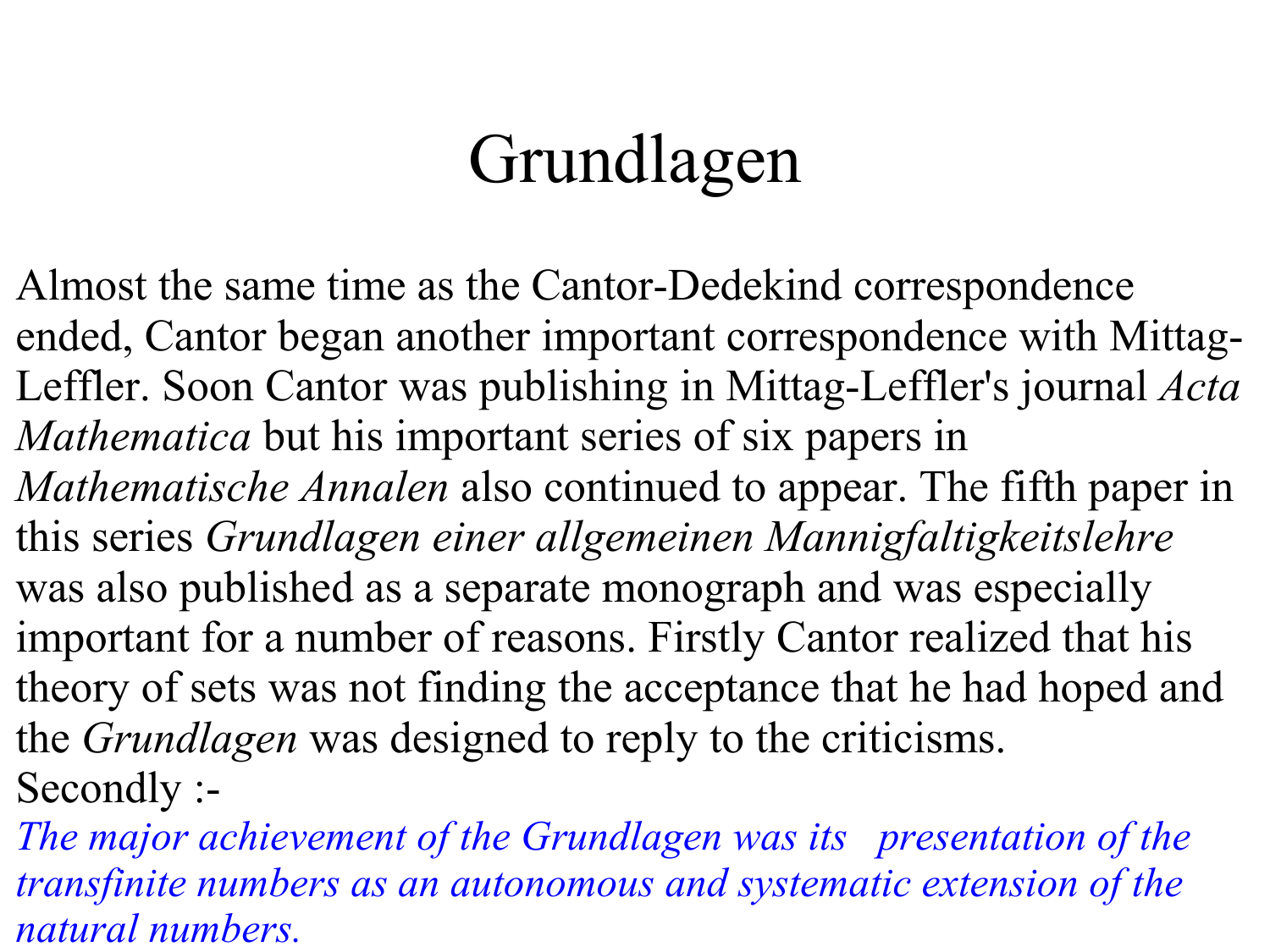# Grundlagen

Almost the same time as the Cantor-Dedekind correspondence ended, Cantor began another important correspondence with Mittag-Leffler. Soon Cantor was publishing in Mittag-Leffler's journal *Acta Mathematica* but his important series of six papers in *Mathematische Annalen* also continued to appear. The fifth paper in this series *Grundlagen einer allgemeinen Mannigfaltigkeitslehre* was also published as a separate monograph and was especially important for a number of reasons. Firstly Cantor realized that his theory of sets was not finding the acceptance that he had hoped and the *Grundlagen* was designed to reply to the criticisms. Secondly :-

*The major achievement of the Grundlagen was its presentation of the transfinite numbers as an autonomous and systematic extension of the natural numbers.*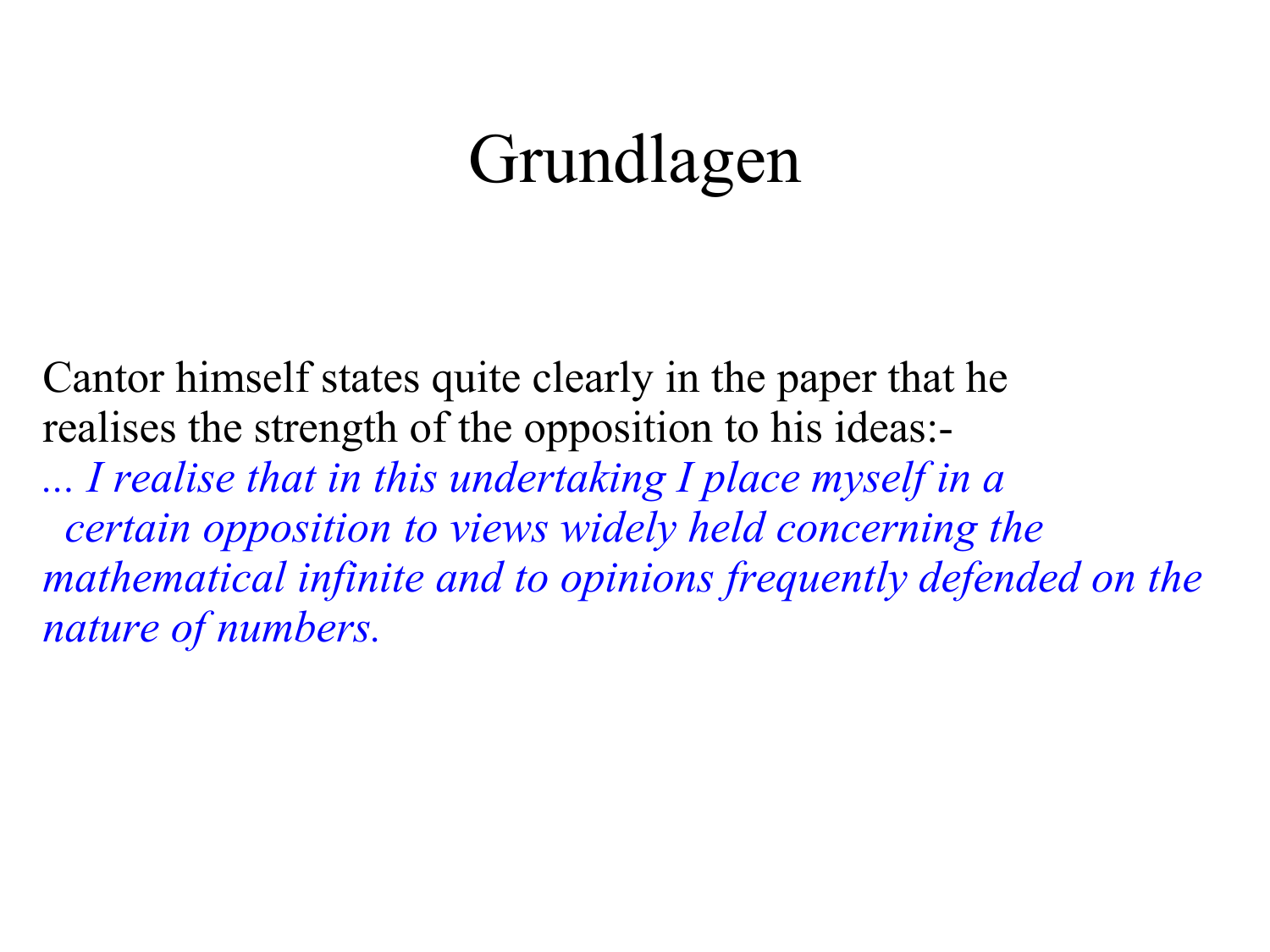# Grundlagen

Cantor himself states quite clearly in the paper that he realises the strength of the opposition to his ideas:-

*... I realise that in this undertaking I place myself in a certain opposition to views widely held concerning the mathematical infinite and to opinions frequently defended on the nature of numbers.*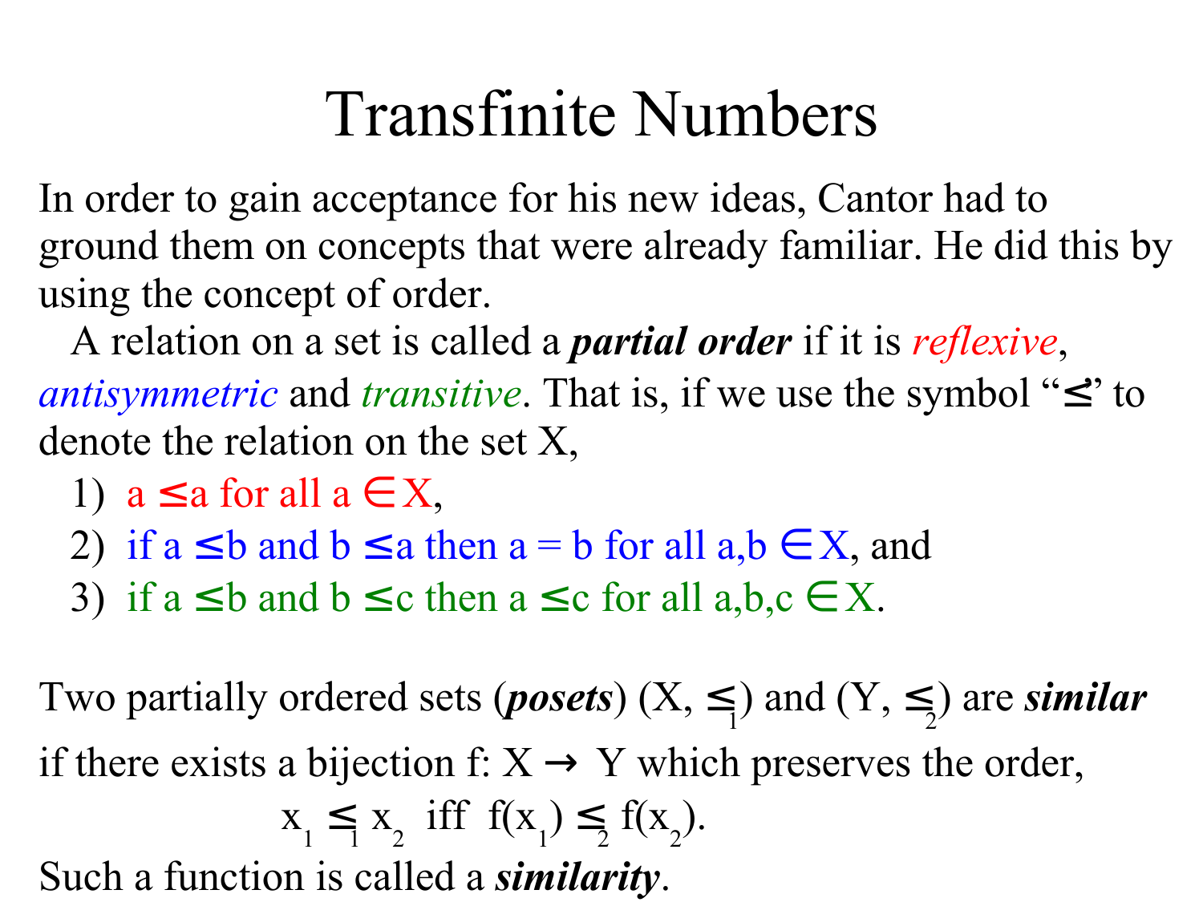# Transfinite Numbers

In order to gain acceptance for his new ideas, Cantor had to ground them on concepts that were already familiar. He did this by using the concept of order.

A relation on a set is called a ***partial order*** if it is *reflexive*, *antisymmetric* and *transitive*. That is, if we use the symbol "$\leq$" to denote the relation on the set X,

1) $a \leq a$ for all $a \in X$,
2) if $a \leq b$ and $b \leq a$ then $a = b$ for all $a,b \in X$, and
3) if $a \leq b$ and $b \leq c$ then $a \leq c$ for all $a,b,c \in X$.

Two partially ordered sets (***posets***) $(X, \leq_1)$ and $(Y, \leq_2)$ are ***similar*** if there exists a bijection $f: X \to Y$ which preserves the order,

$$x_1 \leq_1 x_2 \text{ iff } f(x_1) \leq_2 f(x_2).$$

Such a function is called a ***similarity***.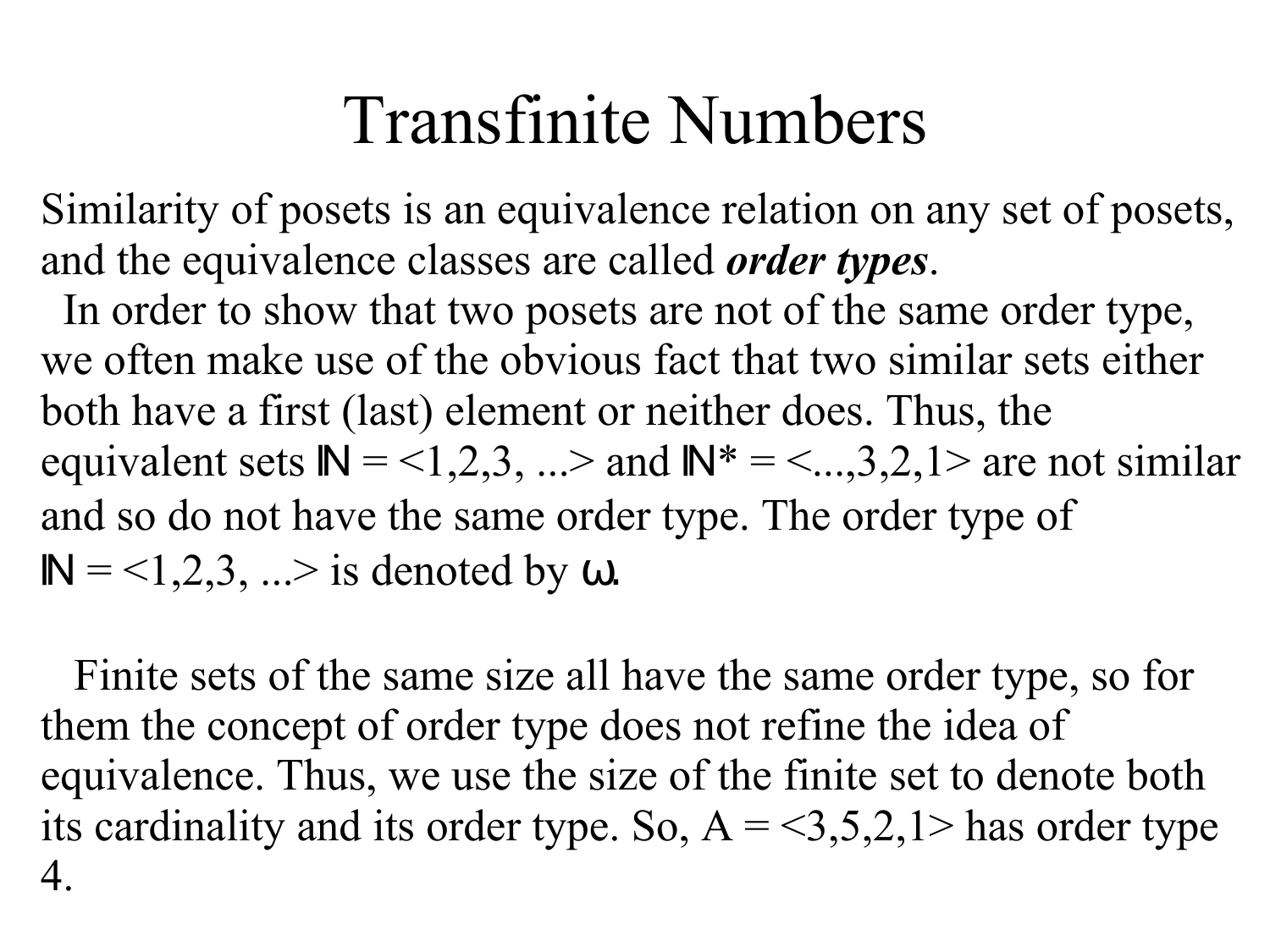# Transfinite Numbers

Similarity of posets is an equivalence relation on any set of posets, and the equivalence classes are called ***order types***.

In order to show that two posets are not of the same order type, we often make use of the obvious fact that two similar sets either both have a first (last) element or neither does. Thus, the equivalent sets $\mathbb{N} = \langle 1,2,3, ...\rangle$ and $\mathbb{N}^* = \langle ...,3,2,1\rangle$ are not similar and so do not have the same order type. The order type of $\mathbb{N} = \langle 1,2,3, ...\rangle$ is denoted by $\omega$.

Finite sets of the same size all have the same order type, so for them the concept of order type does not refine the idea of equivalence. Thus, we use the size of the finite set to denote both its cardinality and its order type. So, $A = \langle 3,5,2,1\rangle$ has order type 4.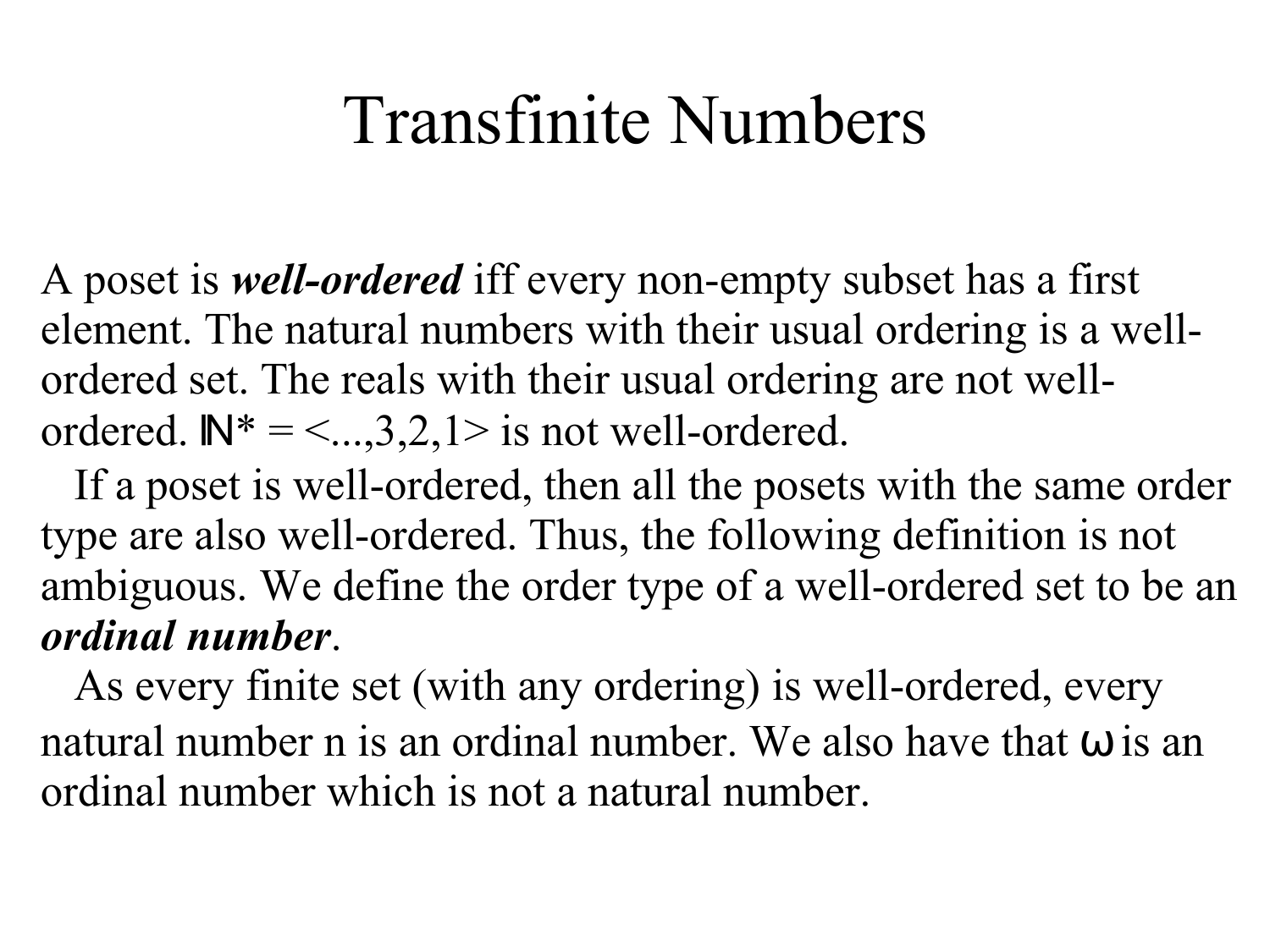# Transfinite Numbers

A poset is ***well-ordered*** iff every non-empty subset has a first element. The natural numbers with their usual ordering is a well-ordered set. The reals with their usual ordering are not well-ordered. $\mathbb{N}^* = \langle ...,3,2,1 \rangle$ is not well-ordered.

If a poset is well-ordered, then all the posets with the same order type are also well-ordered. Thus, the following definition is not ambiguous. We define the order type of a well-ordered set to be an ***ordinal number***.

As every finite set (with any ordering) is well-ordered, every natural number n is an ordinal number. We also have that $\omega$ is an ordinal number which is not a natural number.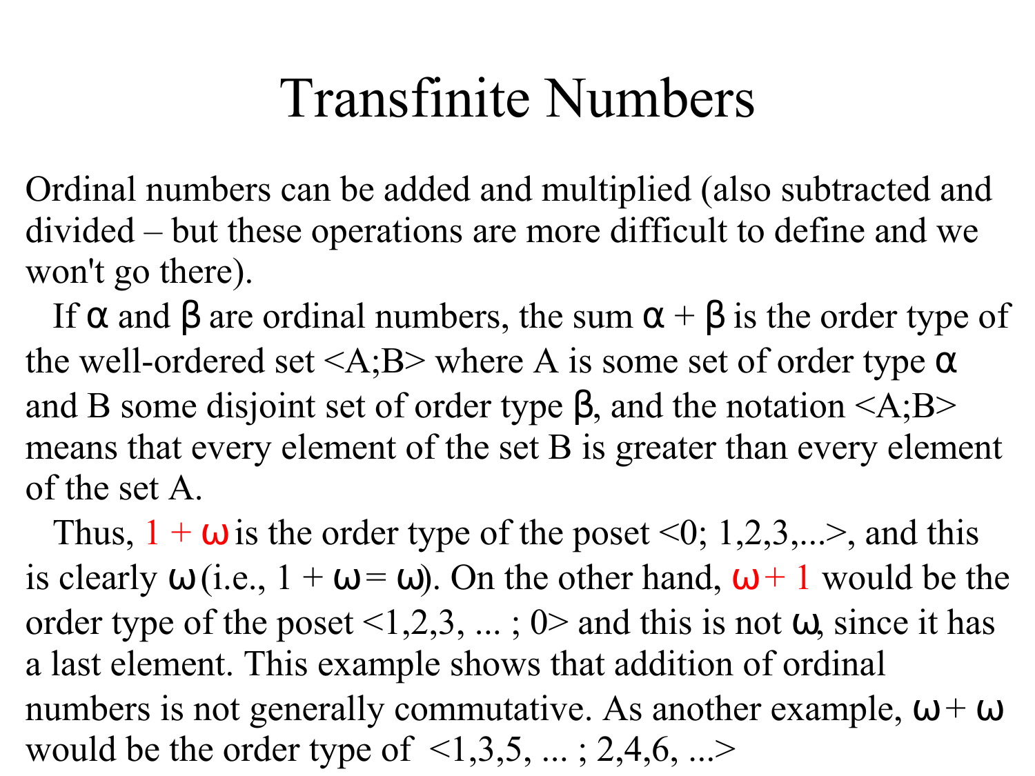# Transfinite Numbers

Ordinal numbers can be added and multiplied (also subtracted and divided – but these operations are more difficult to define and we won't go there).

If $\alpha$ and $\beta$ are ordinal numbers, the sum $\alpha + \beta$ is the order type of the well-ordered set <A;B> where A is some set of order type $\alpha$ and B some disjoint set of order type $\beta$, and the notation <A;B> means that every element of the set B is greater than every element of the set A.

Thus, $1 + \omega$ is the order type of the poset <0; 1,2,3,...>, and this is clearly $\omega$ (i.e., $1 + \omega = \omega$). On the other hand, $\omega + 1$ would be the order type of the poset <1,2,3, ... ; 0> and this is not $\omega$, since it has a last element. This example shows that addition of ordinal numbers is not generally commutative. As another example, $\omega + \omega$ would be the order type of <1,3,5, ... ; 2,4,6, ...>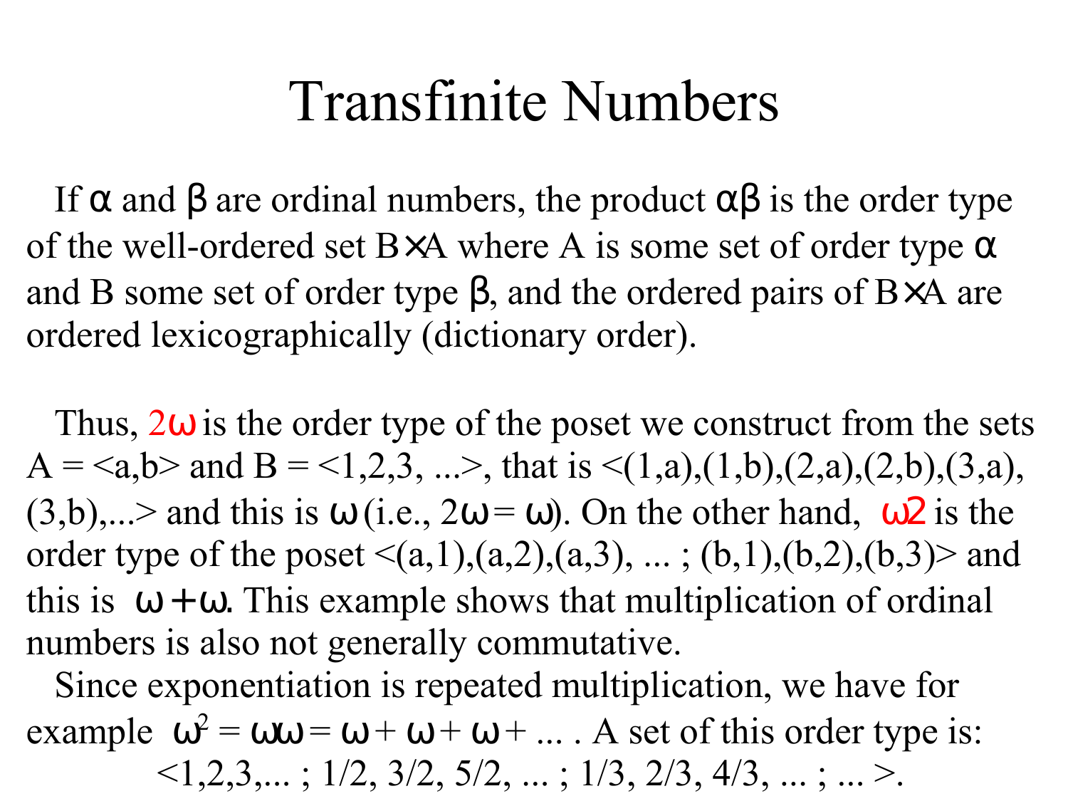# Transfinite Numbers

If $\alpha$ and $\beta$ are ordinal numbers, the product $\alpha\beta$ is the order type of the well-ordered set $B \times A$ where A is some set of order type $\alpha$ and B some set of order type $\beta$, and the ordered pairs of $B \times A$ are ordered lexicographically (dictionary order).

Thus, $2\omega$ is the order type of the poset we construct from the sets A = <a,b> and B = <1,2,3, ...>, that is <(1,a),(1,b),(2,a),(2,b),(3,a),(3,b),...> and this is $\omega$ (i.e., $2\omega = \omega$). On the other hand, $\omega 2$ is the order type of the poset <(a,1),(a,2),(a,3), ... ; (b,1),(b,2),(b,3)> and this is $\omega + \omega$. This example shows that multiplication of ordinal numbers is also not generally commutative.

Since exponentiation is repeated multiplication, we have for example $\omega^2 = \omega\omega = \omega + \omega + \omega + \ldots$ . A set of this order type is:

<1,2,3,... ; 1/2, 3/2, 5/2, ... ; 1/3, 2/3, 4/3, ... ; ... >.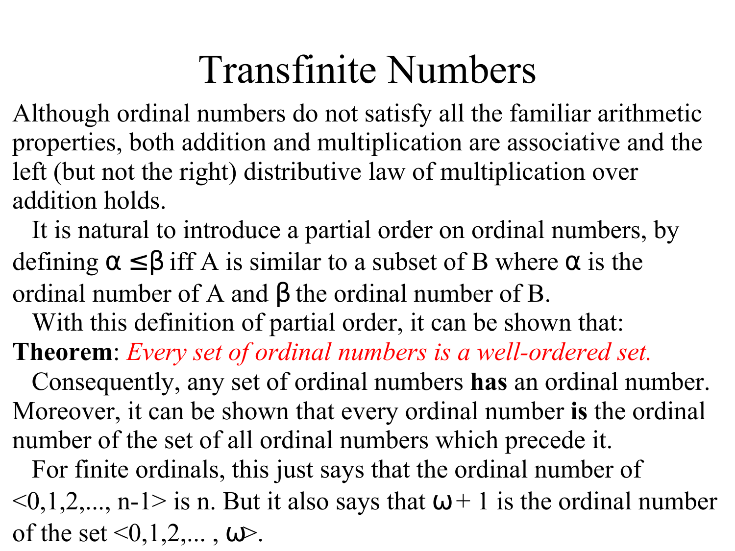# Transfinite Numbers

Although ordinal numbers do not satisfy all the familiar arithmetic properties, both addition and multiplication are associative and the left (but not the right) distributive law of multiplication over addition holds.

It is natural to introduce a partial order on ordinal numbers, by defining $\alpha \leq \beta$ iff A is similar to a subset of B where $\alpha$ is the ordinal number of A and $\beta$ the ordinal number of B.

With this definition of partial order, it can be shown that:

**Theorem**: *Every set of ordinal numbers is a well-ordered set.*

Consequently, any set of ordinal numbers **has** an ordinal number. Moreover, it can be shown that every ordinal number **is** the ordinal number of the set of all ordinal numbers which precede it.

For finite ordinals, this just says that the ordinal number of <0,1,2,..., n-1> is n. But it also says that $\omega + 1$ is the ordinal number of the set <0,1,2,... , $\omega$>.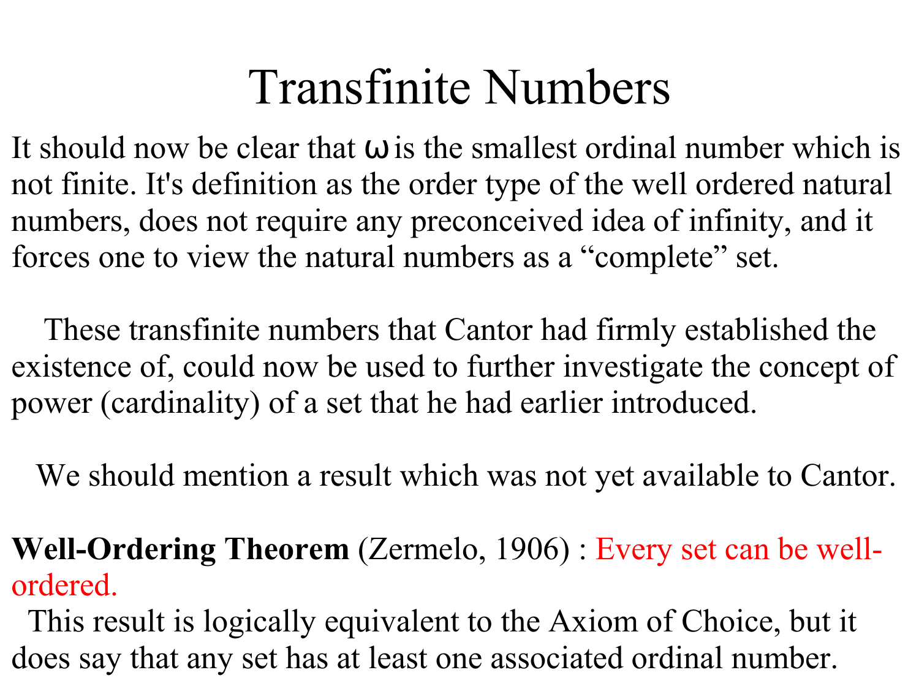# Transfinite Numbers

It should now be clear that $\omega$ is the smallest ordinal number which is not finite. It's definition as the order type of the well ordered natural numbers, does not require any preconceived idea of infinity, and it forces one to view the natural numbers as a “complete” set.

These transfinite numbers that Cantor had firmly established the existence of, could now be used to further investigate the concept of power (cardinality) of a set that he had earlier introduced.

We should mention a result which was not yet available to Cantor.

**Well-Ordering Theorem** (Zermelo, 1906) : Every set can be well-ordered.

This result is logically equivalent to the Axiom of Choice, but it does say that any set has at least one associated ordinal number.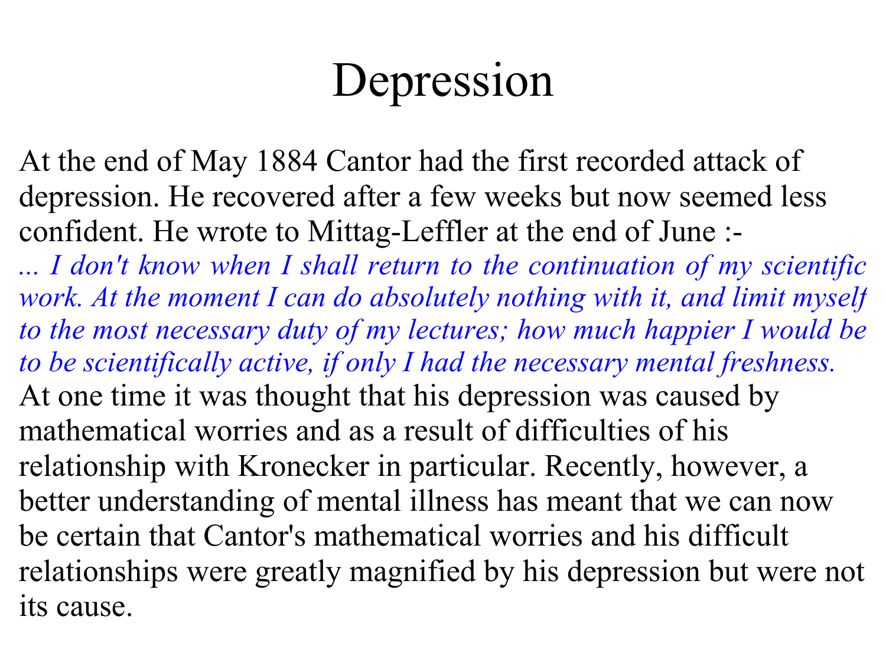# Depression

At the end of May 1884 Cantor had the first recorded attack of depression. He recovered after a few weeks but now seemed less confident. He wrote to Mittag-Leffler at the end of June :-

*... I don't know when I shall return to the continuation of my scientific work. At the moment I can do absolutely nothing with it, and limit myself to the most necessary duty of my lectures; how much happier I would be to be scientifically active, if only I had the necessary mental freshness.*

At one time it was thought that his depression was caused by mathematical worries and as a result of difficulties of his relationship with Kronecker in particular. Recently, however, a better understanding of mental illness has meant that we can now be certain that Cantor's mathematical worries and his difficult relationships were greatly magnified by his depression but were not its cause.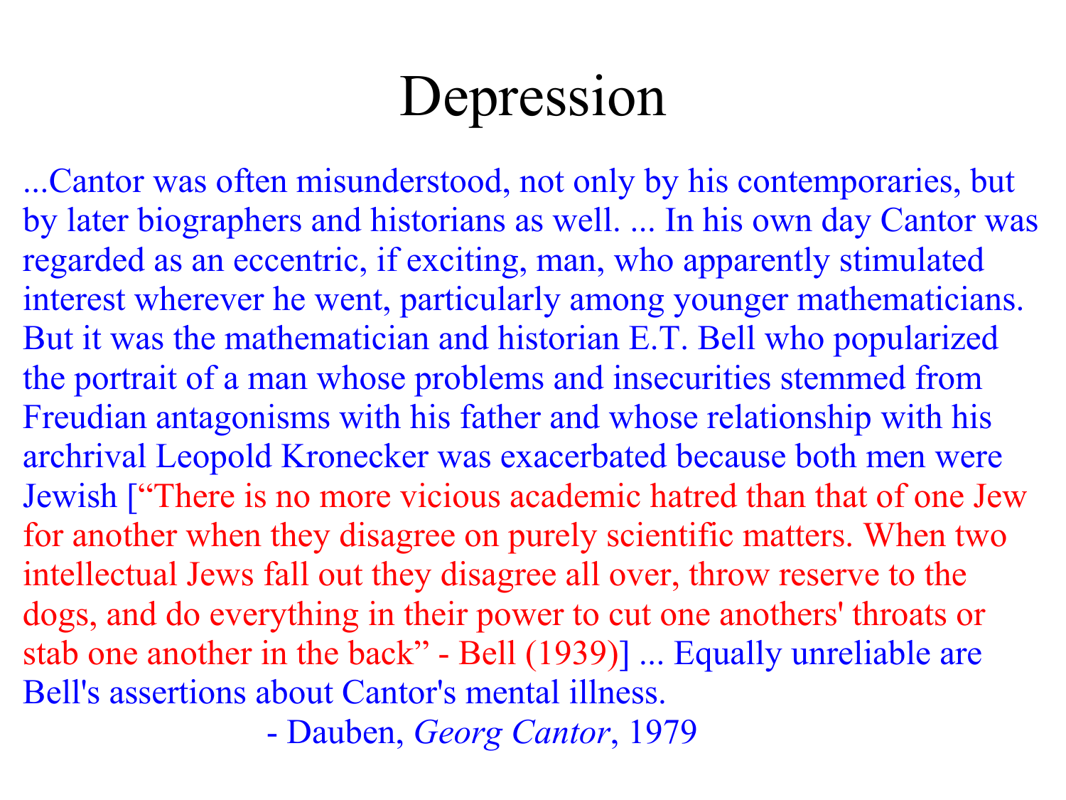# Depression

...Cantor was often misunderstood, not only by his contemporaries, but by later biographers and historians as well. ... In his own day Cantor was regarded as an eccentric, if exciting, man, who apparently stimulated interest wherever he went, particularly among younger mathematicians. But it was the mathematician and historian E.T. Bell who popularized the portrait of a man whose problems and insecurities stemmed from Freudian antagonisms with his father and whose relationship with his archrival Leopold Kronecker was exacerbated because both men were Jewish [“There is no more vicious academic hatred than that of one Jew for another when they disagree on purely scientific matters. When two intellectual Jews fall out they disagree all over, throw reserve to the dogs, and do everything in their power to cut one anothers' throats or stab one another in the back” - Bell (1939)] ... Equally unreliable are Bell's assertions about Cantor's mental illness.

- Dauben, *Georg Cantor*, 1979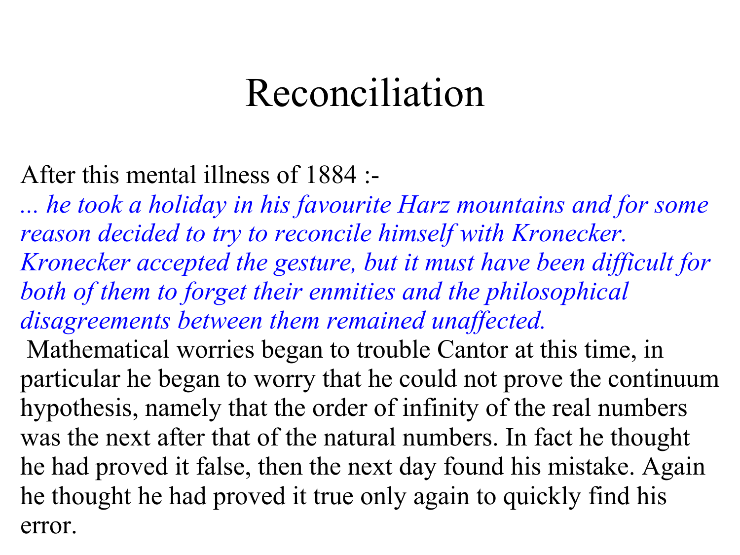# Reconciliation

After this mental illness of 1884 :-

*... he took a holiday in his favourite Harz mountains and for some reason decided to try to reconcile himself with Kronecker. Kronecker accepted the gesture, but it must have been difficult for both of them to forget their enmities and the philosophical disagreements between them remained unaffected.*

Mathematical worries began to trouble Cantor at this time, in particular he began to worry that he could not prove the continuum hypothesis, namely that the order of infinity of the real numbers was the next after that of the natural numbers. In fact he thought he had proved it false, then the next day found his mistake. Again he thought he had proved it true only again to quickly find his error.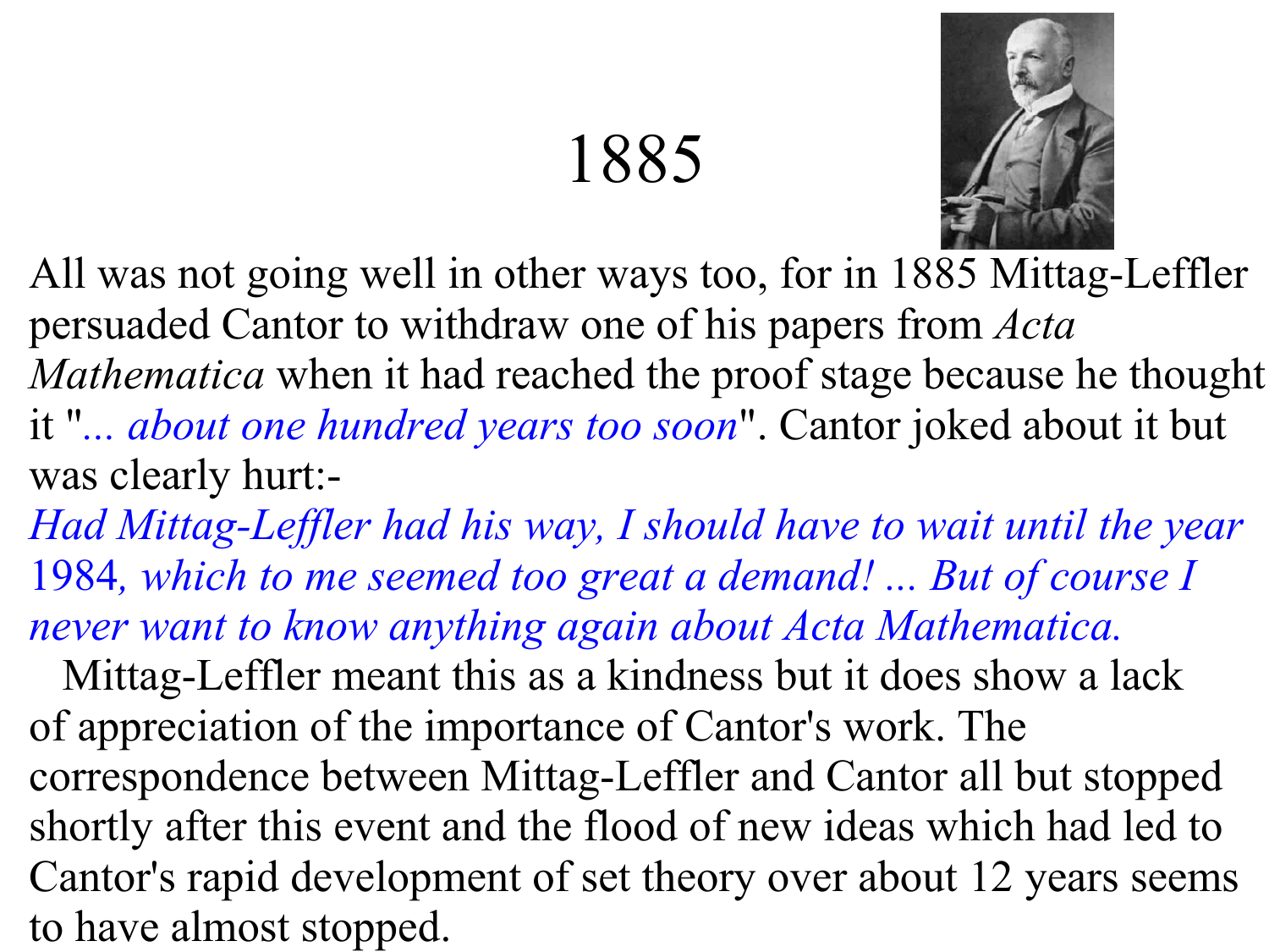# 1885

All was not going well in other ways too, for in 1885 Mittag-Leffler persuaded Cantor to withdraw one of his papers from *Acta Mathematica* when it had reached the proof stage because he thought it "*... about one hundred years too soon*". Cantor joked about it but was clearly hurt:-

*Had Mittag-Leffler had his way, I should have to wait until the year 1984, which to me seemed too great a demand! ... But of course I never want to know anything again about Acta Mathematica.*

Mittag-Leffler meant this as a kindness but it does show a lack of appreciation of the importance of Cantor's work. The correspondence between Mittag-Leffler and Cantor all but stopped shortly after this event and the flood of new ideas which had led to Cantor's rapid development of set theory over about 12 years seems to have almost stopped.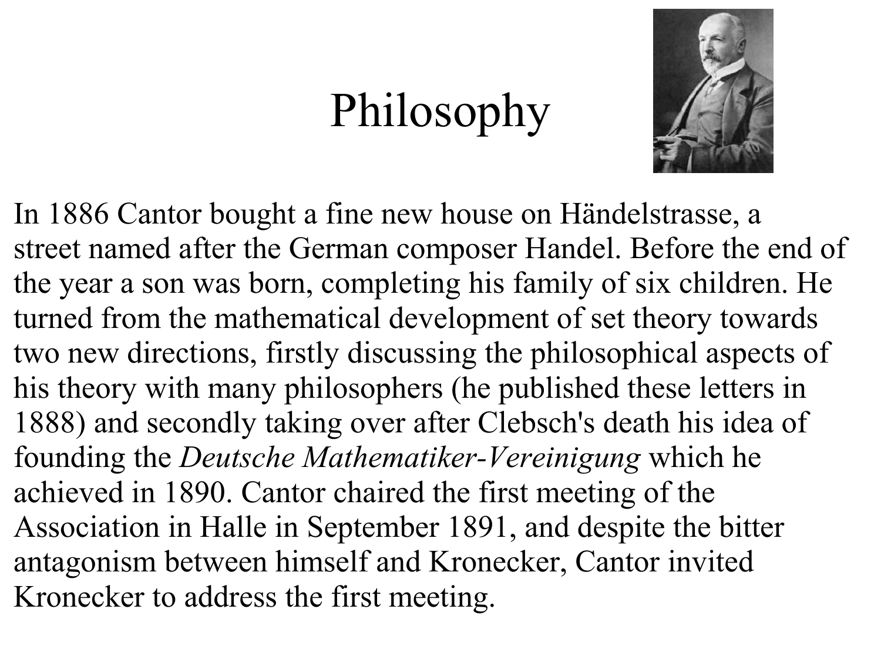# Philosophy

In 1886 Cantor bought a fine new house on Händelstrasse, a street named after the German composer Handel. Before the end of the year a son was born, completing his family of six children. He turned from the mathematical development of set theory towards two new directions, firstly discussing the philosophical aspects of his theory with many philosophers (he published these letters in 1888) and secondly taking over after Clebsch's death his idea of founding the *Deutsche Mathematiker-Vereinigung* which he achieved in 1890. Cantor chaired the first meeting of the Association in Halle in September 1891, and despite the bitter antagonism between himself and Kronecker, Cantor invited Kronecker to address the first meeting.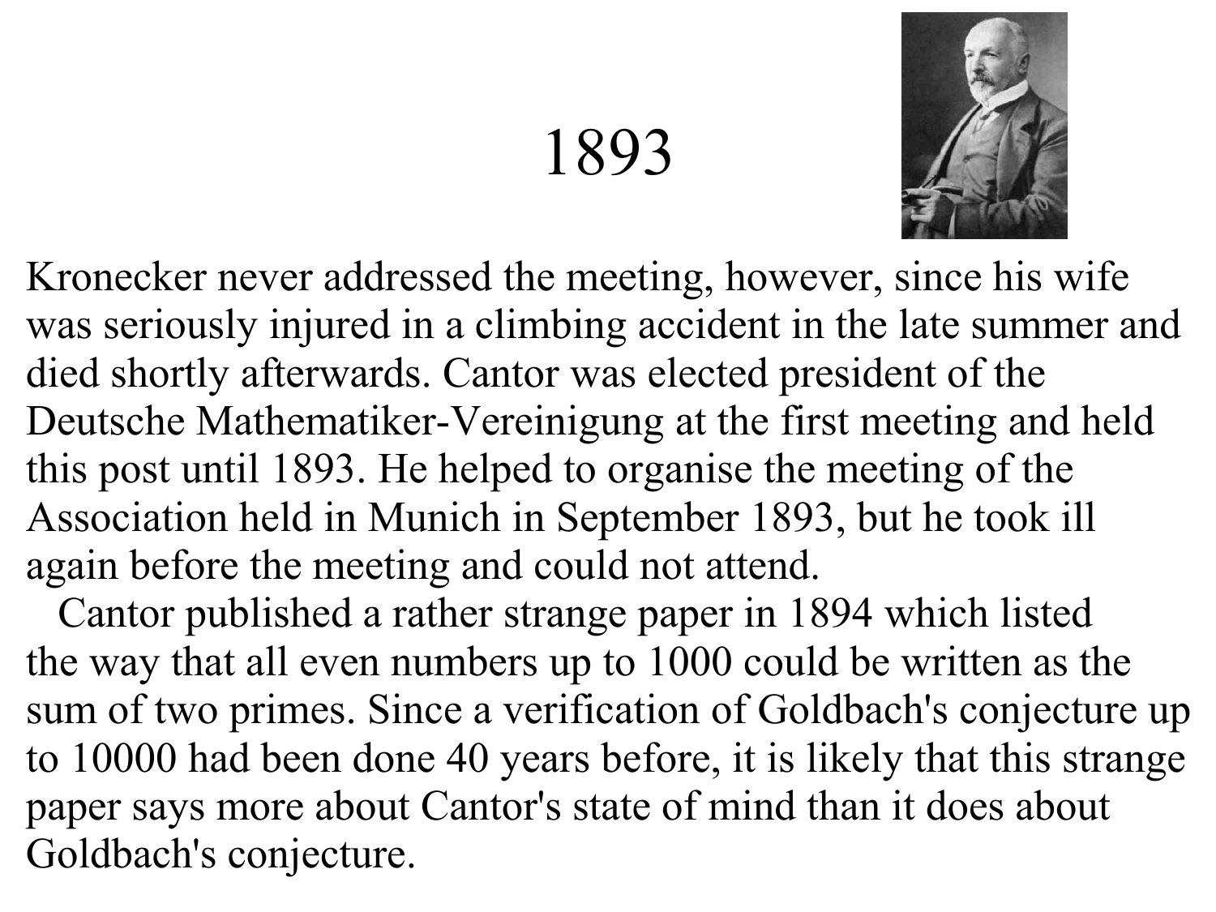# 1893

Kronecker never addressed the meeting, however, since his wife was seriously injured in a climbing accident in the late summer and died shortly afterwards. Cantor was elected president of the Deutsche Mathematiker-Vereinigung at the first meeting and held this post until 1893. He helped to organise the meeting of the Association held in Munich in September 1893, but he took ill again before the meeting and could not attend.

Cantor published a rather strange paper in 1894 which listed the way that all even numbers up to 1000 could be written as the sum of two primes. Since a verification of Goldbach's conjecture up to 10000 had been done 40 years before, it is likely that this strange paper says more about Cantor's state of mind than it does about Goldbach's conjecture.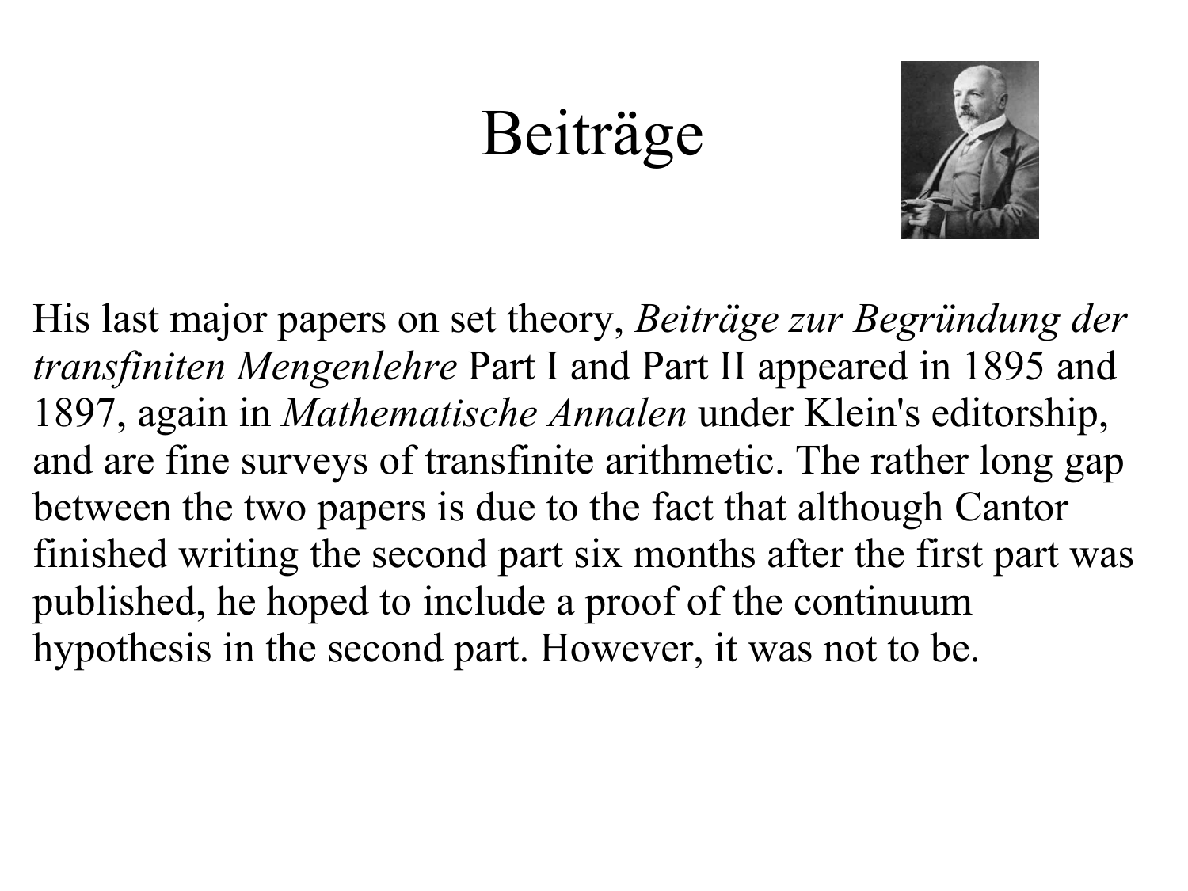# Beiträge

His last major papers on set theory, *Beiträge zur Begründung der transfiniten Mengenlehre* Part I and Part II appeared in 1895 and 1897, again in *Mathematische Annalen* under Klein's editorship, and are fine surveys of transfinite arithmetic. The rather long gap between the two papers is due to the fact that although Cantor finished writing the second part six months after the first part was published, he hoped to include a proof of the continuum hypothesis in the second part. However, it was not to be.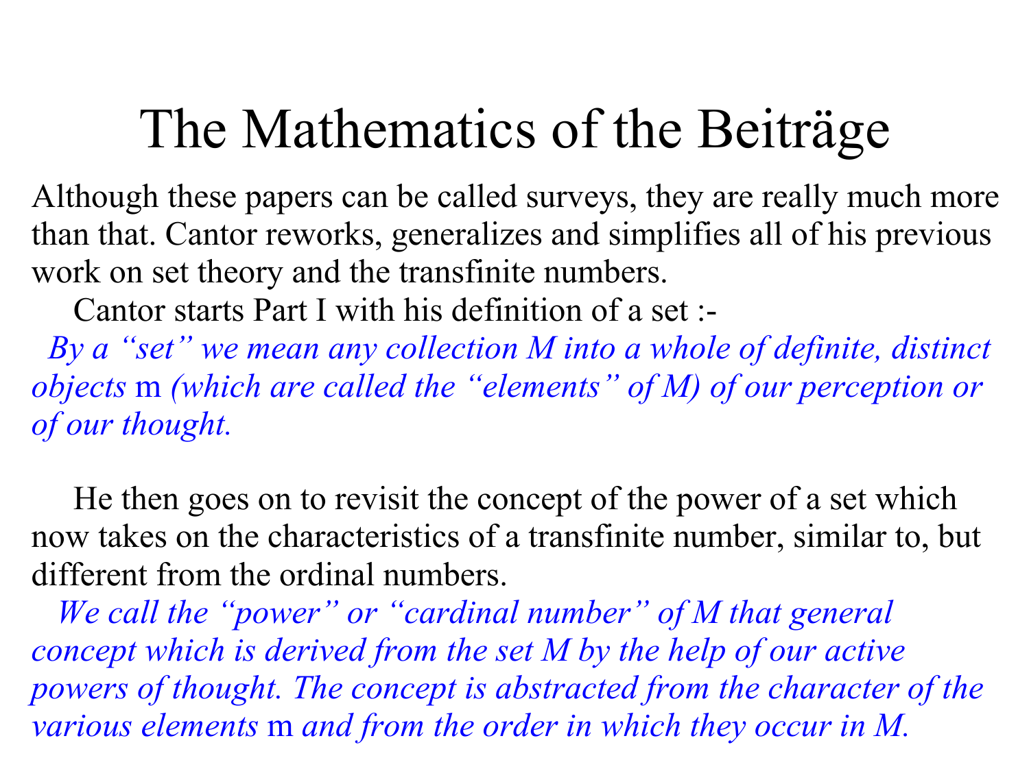# The Mathematics of the Beiträge

Although these papers can be called surveys, they are really much more than that. Cantor reworks, generalizes and simplifies all of his previous work on set theory and the transfinite numbers.

Cantor starts Part I with his definition of a set :-

*By a "set" we mean any collection M into a whole of definite, distinct objects* m *(which are called the "elements" of M) of our perception or of our thought.*

He then goes on to revisit the concept of the power of a set which now takes on the characteristics of a transfinite number, similar to, but different from the ordinal numbers.

*We call the "power" or "cardinal number" of M that general concept which is derived from the set M by the help of our active powers of thought. The concept is abstracted from the character of the various elements* m *and from the order in which they occur in M.*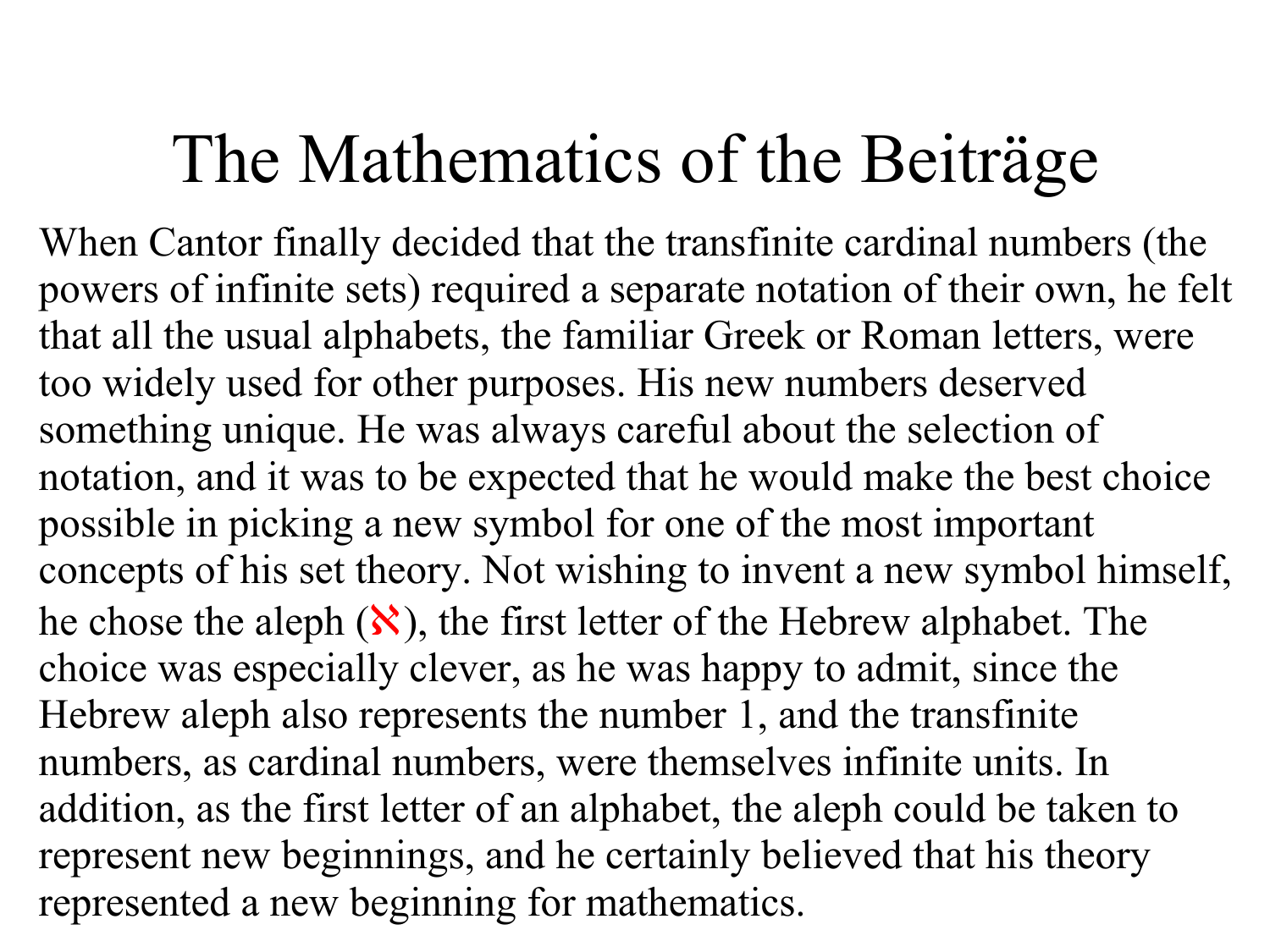# The Mathematics of the Beiträge

When Cantor finally decided that the transfinite cardinal numbers (the powers of infinite sets) required a separate notation of their own, he felt that all the usual alphabets, the familiar Greek or Roman letters, were too widely used for other purposes. His new numbers deserved something unique. He was always careful about the selection of notation, and it was to be expected that he would make the best choice possible in picking a new symbol for one of the most important concepts of his set theory. Not wishing to invent a new symbol himself, he chose the aleph (ℵ), the first letter of the Hebrew alphabet. The choice was especially clever, as he was happy to admit, since the Hebrew aleph also represents the number 1, and the transfinite numbers, as cardinal numbers, were themselves infinite units. In addition, as the first letter of an alphabet, the aleph could be taken to represent new beginnings, and he certainly believed that his theory represented a new beginning for mathematics.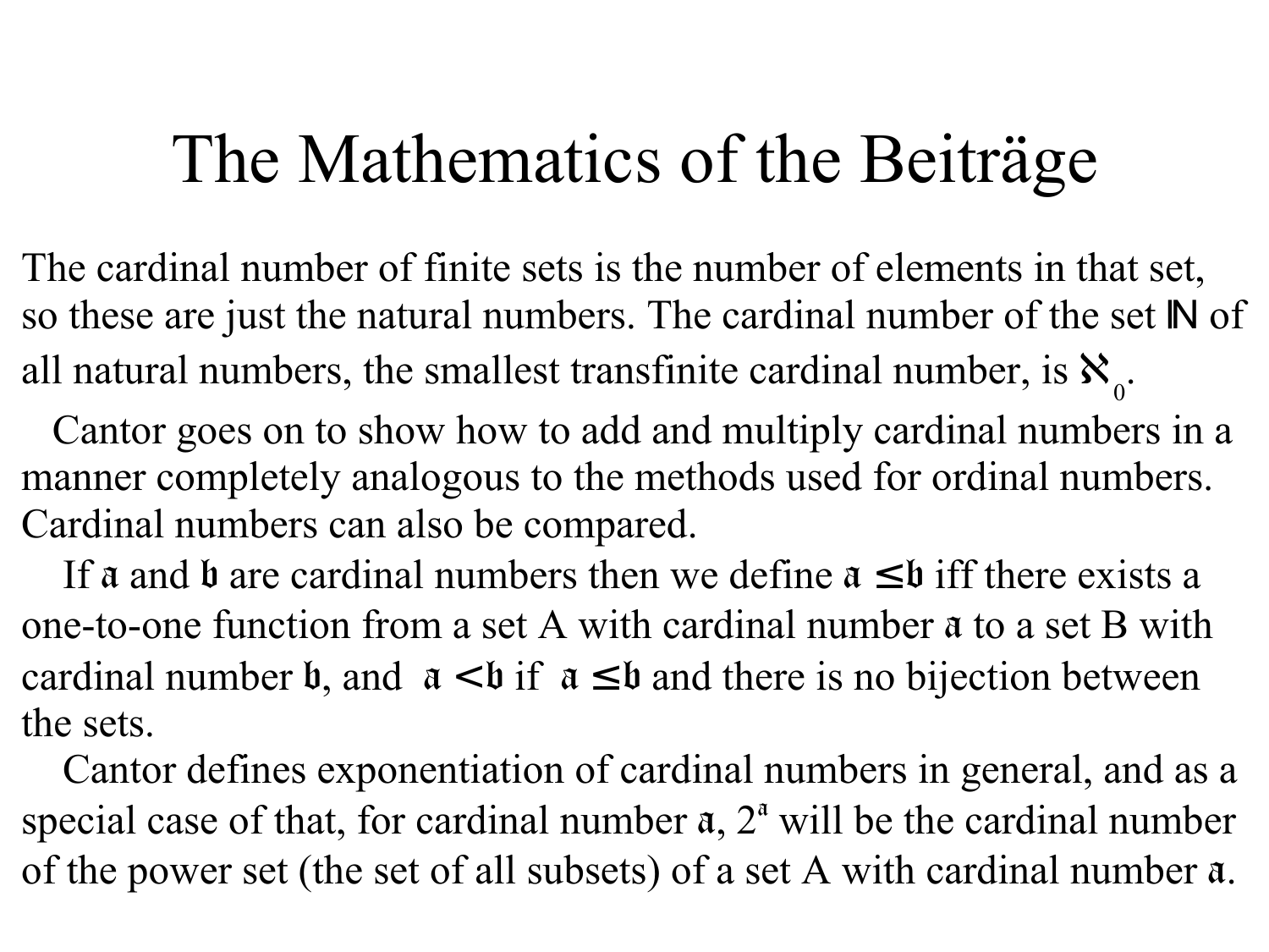# The Mathematics of the Beiträge

The cardinal number of finite sets is the number of elements in that set, so these are just the natural numbers. The cardinal number of the set $\mathbb{N}$ of all natural numbers, the smallest transfinite cardinal number, is $\aleph_0$.

Cantor goes on to show how to add and multiply cardinal numbers in a manner completely analogous to the methods used for ordinal numbers. Cardinal numbers can also be compared.

If $\mathfrak{a}$ and $\mathfrak{b}$ are cardinal numbers then we define $\mathfrak{a} \leq \mathfrak{b}$ iff there exists a one-to-one function from a set A with cardinal number $\mathfrak{a}$ to a set B with cardinal number $\mathfrak{b}$, and $\mathfrak{a} < \mathfrak{b}$ if $\mathfrak{a} \leq \mathfrak{b}$ and there is no bijection between the sets.

Cantor defines exponentiation of cardinal numbers in general, and as a special case of that, for cardinal number $\mathfrak{a}$, $2^{\mathfrak{a}}$ will be the cardinal number of the power set (the set of all subsets) of a set A with cardinal number $\mathfrak{a}$.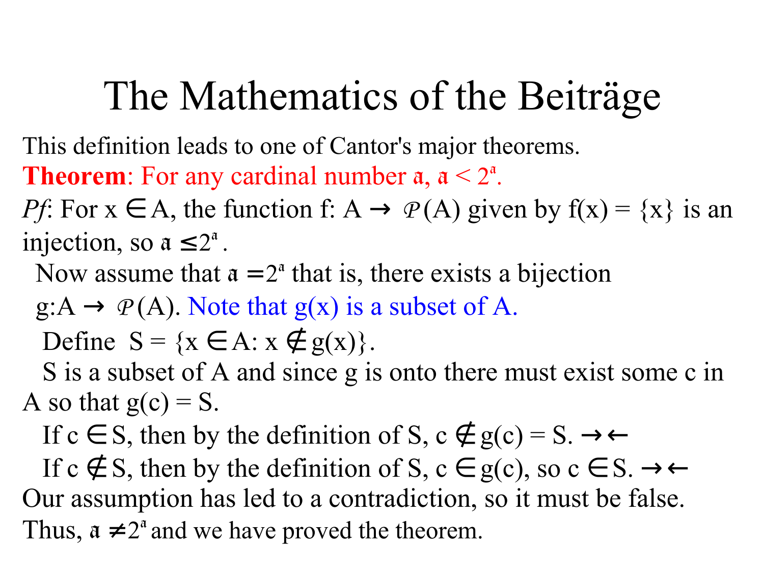# The Mathematics of the Beiträge

This definition leads to one of Cantor's major theorems.

**Theorem**: For any cardinal number $\mathfrak{a}$, $\mathfrak{a} < 2^{\mathfrak{a}}$.

*Pf*: For x $\in$ A, the function f: A $\rightarrow \mathcal{P}$(A) given by f(x) = {x} is an injection, so $\mathfrak{a} \leq 2^{\mathfrak{a}}$.

Now assume that $\mathfrak{a} = 2^{\mathfrak{a}}$ that is, there exists a bijection g:A $\rightarrow \mathcal{P}$(A). Note that g(x) is a subset of A.

Define $S = \{x \in A: x \notin g(x)\}$.

S is a subset of A and since g is onto there must exist some c in A so that g(c) = S.

If $c \in S$, then by the definition of S, $c \notin g(c) = S$. $\rightarrow\leftarrow$

If $c \notin S$, then by the definition of S, $c \in g(c)$, so $c \in S$. $\rightarrow\leftarrow$

Our assumption has led to a contradiction, so it must be false. Thus, $\mathfrak{a} \neq 2^{\mathfrak{a}}$ and we have proved the theorem.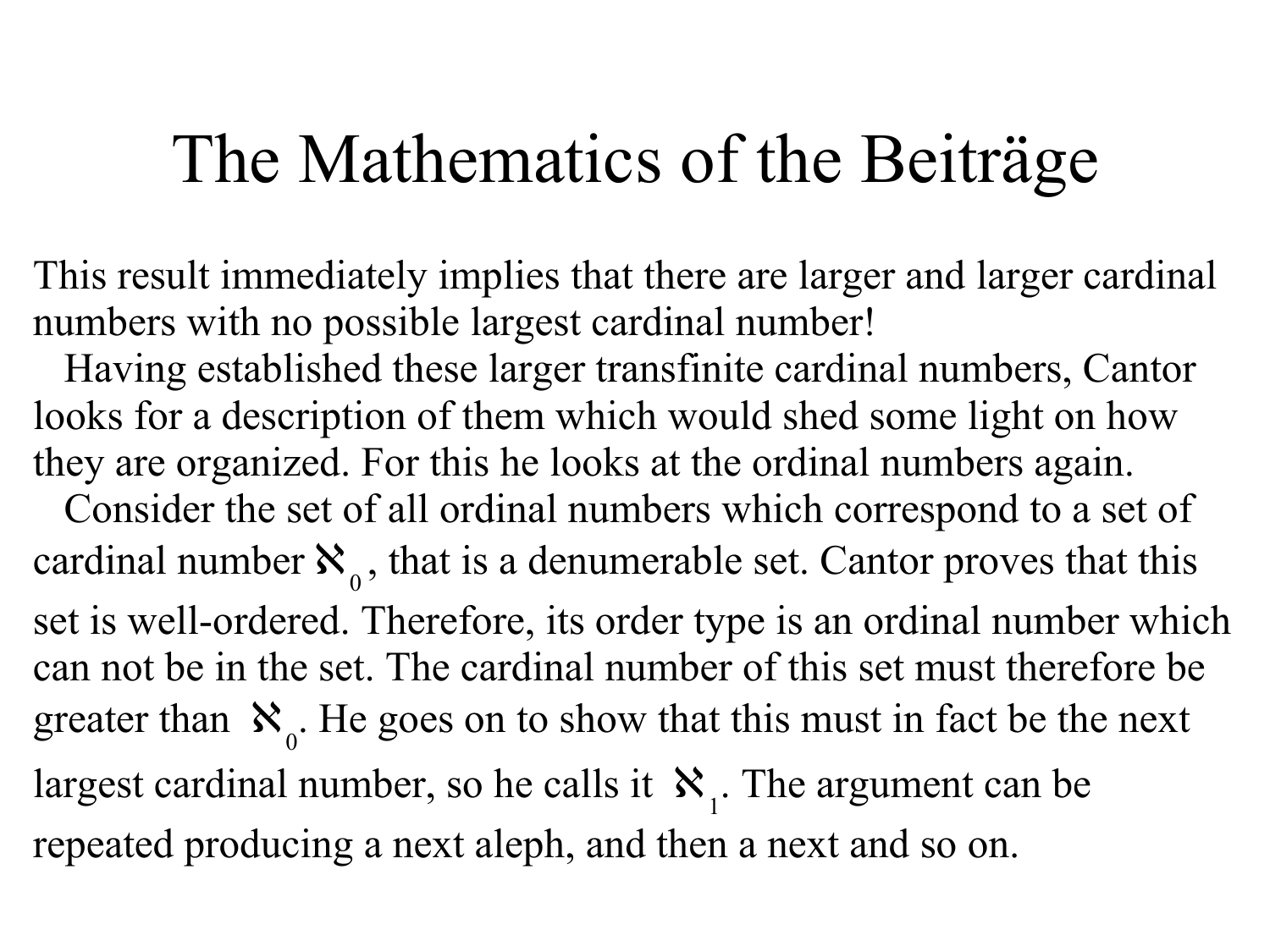# The Mathematics of the Beiträge

This result immediately implies that there are larger and larger cardinal numbers with no possible largest cardinal number!

Having established these larger transfinite cardinal numbers, Cantor looks for a description of them which would shed some light on how they are organized. For this he looks at the ordinal numbers again.

Consider the set of all ordinal numbers which correspond to a set of cardinal number $\aleph_0$, that is a denumerable set. Cantor proves that this set is well-ordered. Therefore, its order type is an ordinal number which can not be in the set. The cardinal number of this set must therefore be greater than $\aleph_0$. He goes on to show that this must in fact be the next largest cardinal number, so he calls it $\aleph_1$. The argument can be repeated producing a next aleph, and then a next and so on.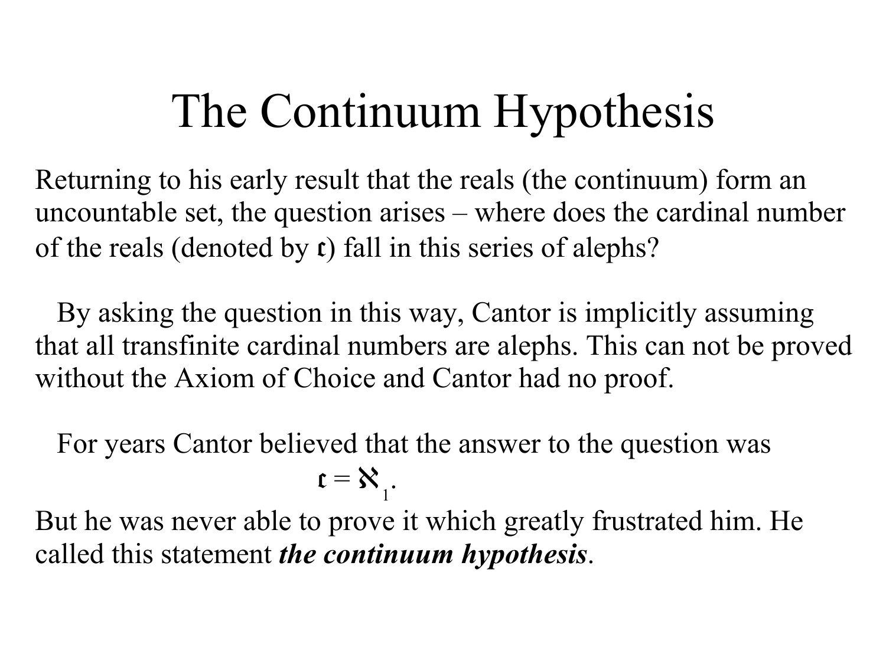# The Continuum Hypothesis

Returning to his early result that the reals (the continuum) form an uncountable set, the question arises – where does the cardinal number of the reals (denoted by $\mathfrak{c}$) fall in this series of alephs?

By asking the question in this way, Cantor is implicitly assuming that all transfinite cardinal numbers are alephs. This can not be proved without the Axiom of Choice and Cantor had no proof.

For years Cantor believed that the answer to the question was

$$\mathfrak{c} = \aleph_1.$$

But he was never able to prove it which greatly frustrated him. He called this statement ***the continuum hypothesis***.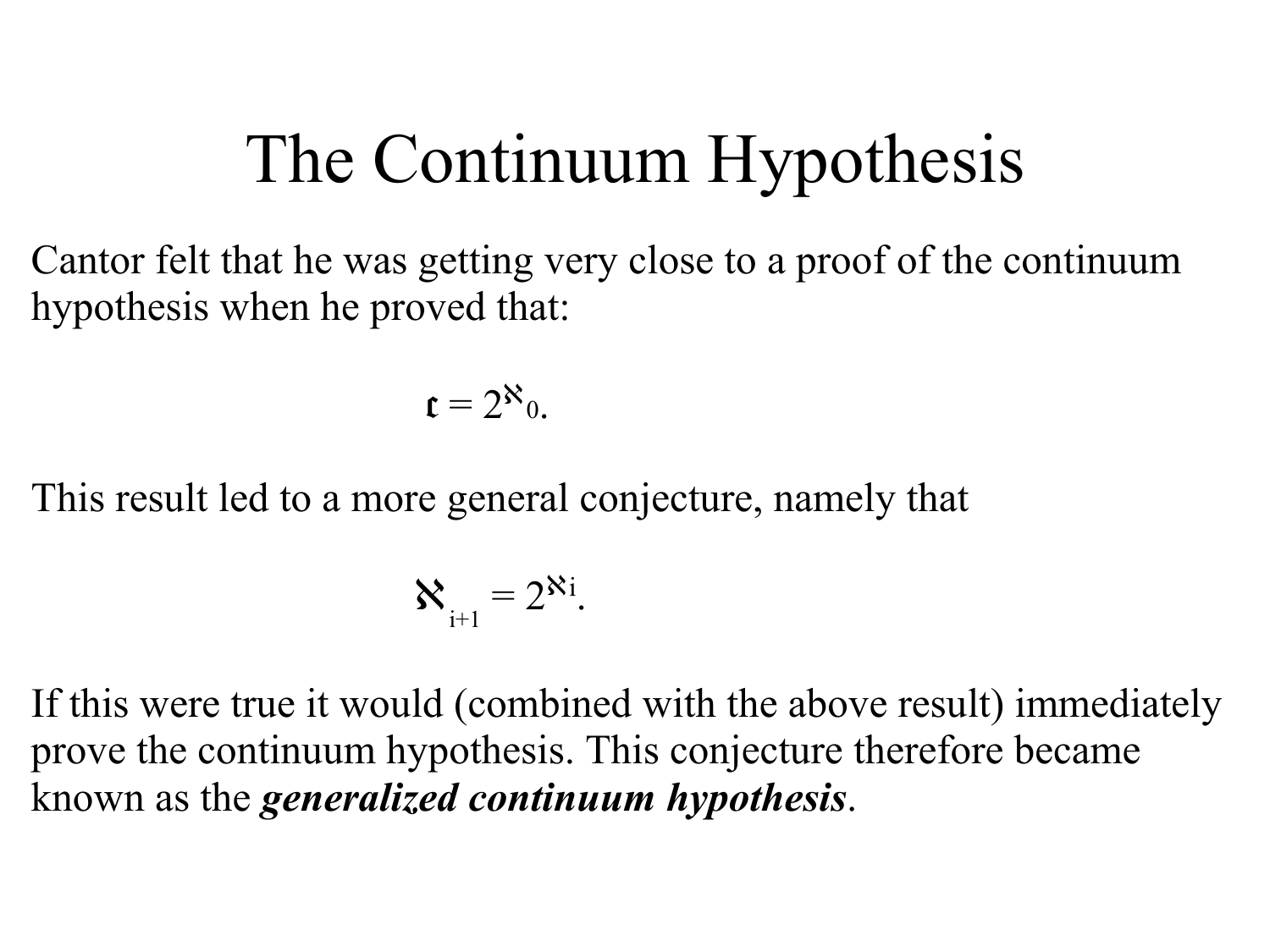# The Continuum Hypothesis

Cantor felt that he was getting very close to a proof of the continuum hypothesis when he proved that:

$$\mathfrak{c} = 2^{\aleph_0}.$$

This result led to a more general conjecture, namely that

$$\aleph_{i+1} = 2^{\aleph_i}.$$

If this were true it would (combined with the above result) immediately prove the continuum hypothesis. This conjecture therefore became known as the ***generalized continuum hypothesis***.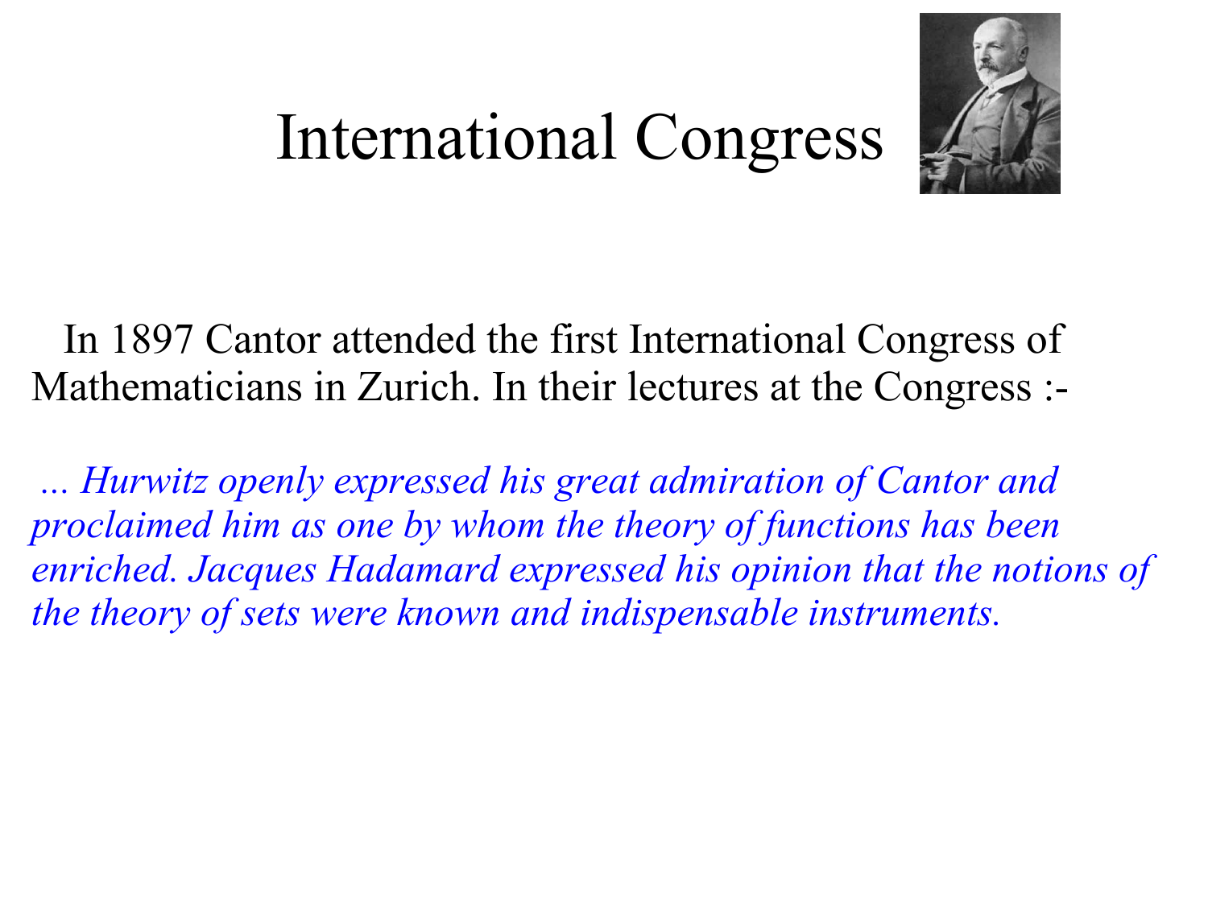# International Congress

In 1897 Cantor attended the first International Congress of Mathematicians in Zurich. In their lectures at the Congress :-

*... Hurwitz openly expressed his great admiration of Cantor and proclaimed him as one by whom the theory of functions has been enriched. Jacques Hadamard expressed his opinion that the notions of the theory of sets were known and indispensable instruments.*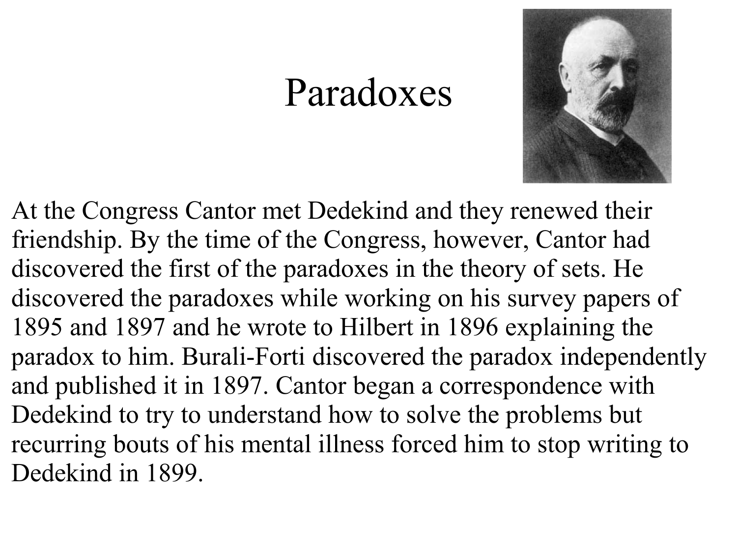# Paradoxes

At the Congress Cantor met Dedekind and they renewed their friendship. By the time of the Congress, however, Cantor had discovered the first of the paradoxes in the theory of sets. He discovered the paradoxes while working on his survey papers of 1895 and 1897 and he wrote to Hilbert in 1896 explaining the paradox to him. Burali-Forti discovered the paradox independently and published it in 1897. Cantor began a correspondence with Dedekind to try to understand how to solve the problems but recurring bouts of his mental illness forced him to stop writing to Dedekind in 1899.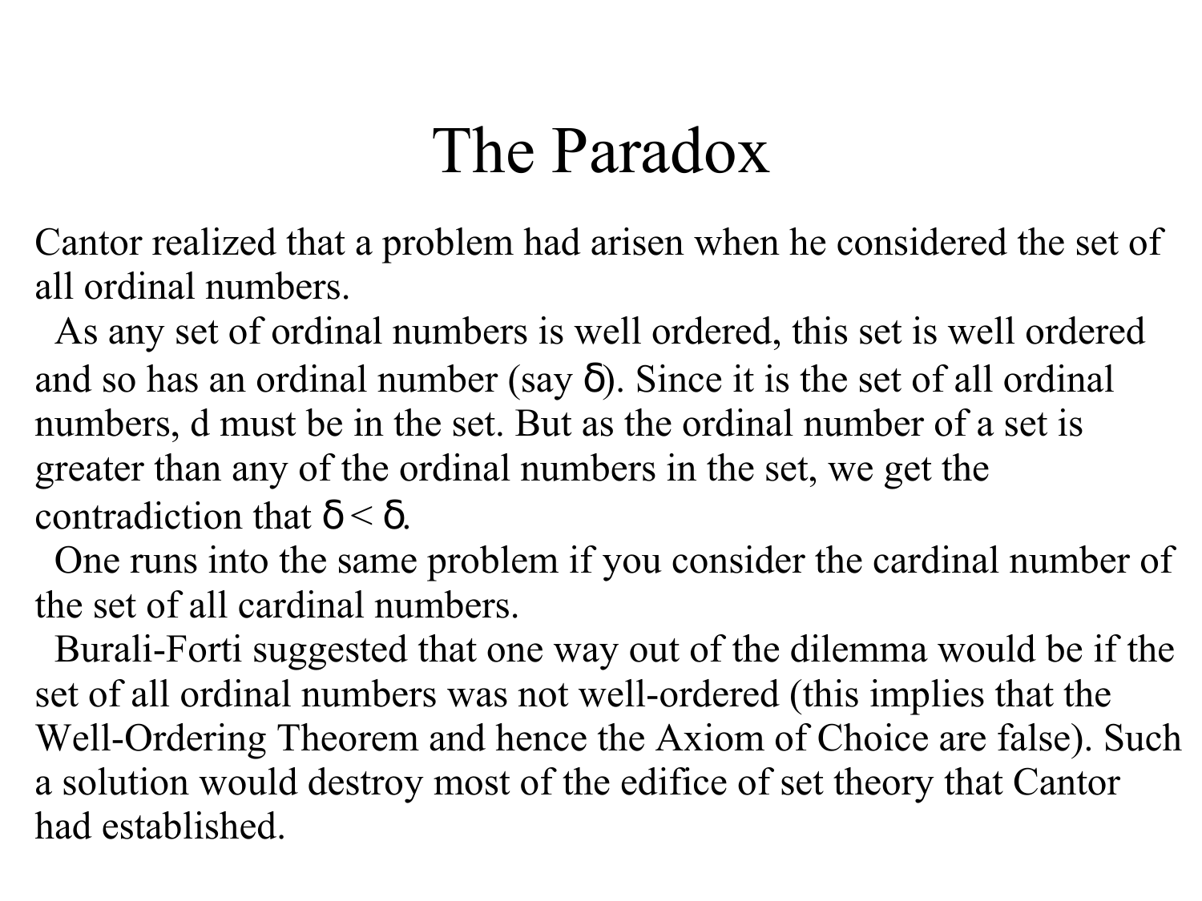# The Paradox

Cantor realized that a problem had arisen when he considered the set of all ordinal numbers.

As any set of ordinal numbers is well ordered, this set is well ordered and so has an ordinal number (say $\delta$). Since it is the set of all ordinal numbers, d must be in the set. But as the ordinal number of a set is greater than any of the ordinal numbers in the set, we get the contradiction that $\delta < \delta$.

One runs into the same problem if you consider the cardinal number of the set of all cardinal numbers.

Burali-Forti suggested that one way out of the dilemma would be if the set of all ordinal numbers was not well-ordered (this implies that the Well-Ordering Theorem and hence the Axiom of Choice are false). Such a solution would destroy most of the edifice of set theory that Cantor had established.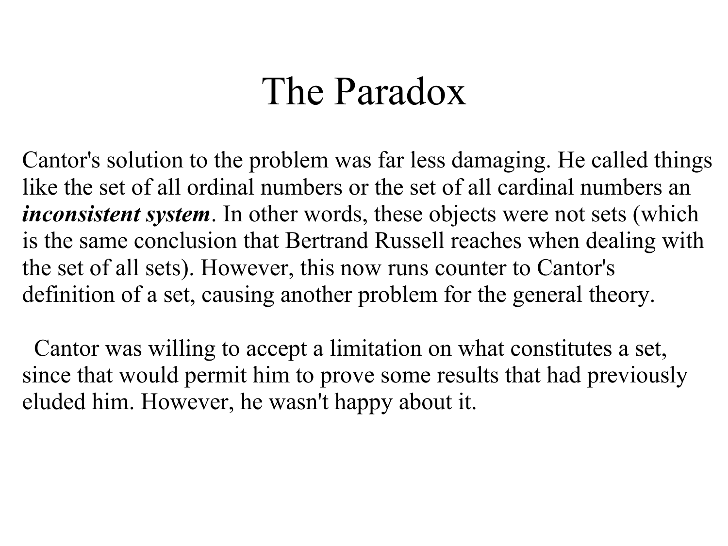# The Paradox

Cantor's solution to the problem was far less damaging. He called things like the set of all ordinal numbers or the set of all cardinal numbers an ***inconsistent system***. In other words, these objects were not sets (which is the same conclusion that Bertrand Russell reaches when dealing with the set of all sets). However, this now runs counter to Cantor's definition of a set, causing another problem for the general theory.

Cantor was willing to accept a limitation on what constitutes a set, since that would permit him to prove some results that had previously eluded him. However, he wasn't happy about it.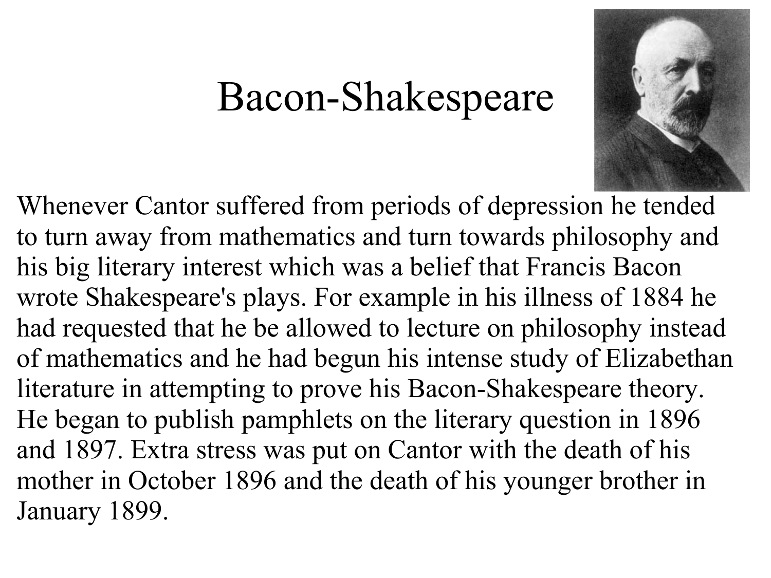# Bacon-Shakespeare

Whenever Cantor suffered from periods of depression he tended to turn away from mathematics and turn towards philosophy and his big literary interest which was a belief that Francis Bacon wrote Shakespeare's plays. For example in his illness of 1884 he had requested that he be allowed to lecture on philosophy instead of mathematics and he had begun his intense study of Elizabethan literature in attempting to prove his Bacon-Shakespeare theory. He began to publish pamphlets on the literary question in 1896 and 1897. Extra stress was put on Cantor with the death of his mother in October 1896 and the death of his younger brother in January 1899.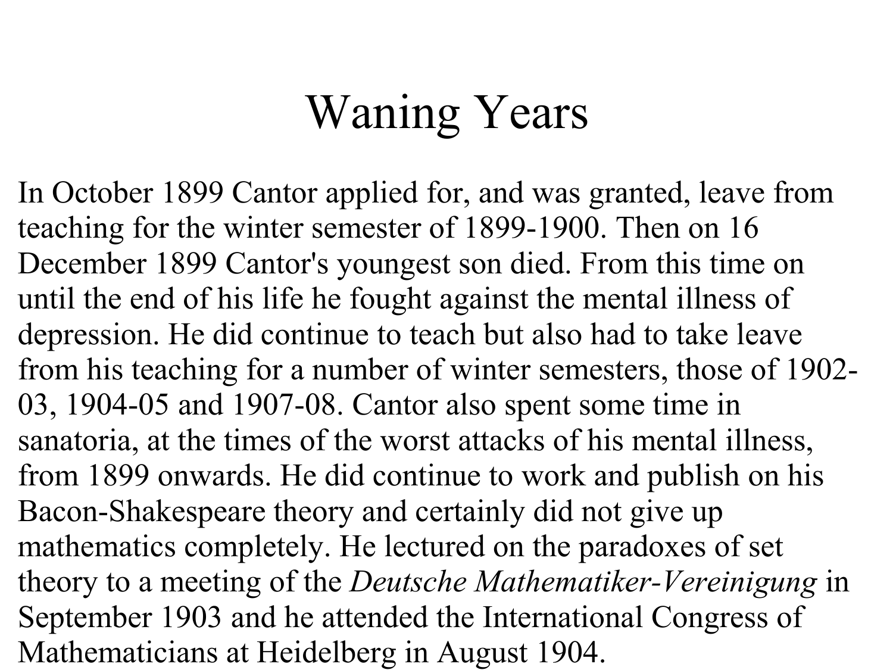# Waning Years

In October 1899 Cantor applied for, and was granted, leave from teaching for the winter semester of 1899-1900. Then on 16 December 1899 Cantor's youngest son died. From this time on until the end of his life he fought against the mental illness of depression. He did continue to teach but also had to take leave from his teaching for a number of winter semesters, those of 1902-03, 1904-05 and 1907-08. Cantor also spent some time in sanatoria, at the times of the worst attacks of his mental illness, from 1899 onwards. He did continue to work and publish on his Bacon-Shakespeare theory and certainly did not give up mathematics completely. He lectured on the paradoxes of set theory to a meeting of the *Deutsche Mathematiker-Vereinigung* in September 1903 and he attended the International Congress of Mathematicians at Heidelberg in August 1904.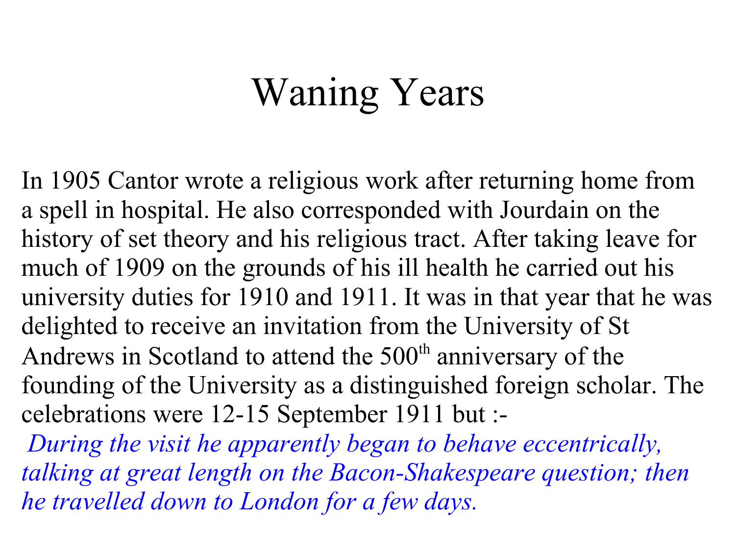# Waning Years

In 1905 Cantor wrote a religious work after returning home from a spell in hospital. He also corresponded with Jourdain on the history of set theory and his religious tract. After taking leave for much of 1909 on the grounds of his ill health he carried out his university duties for 1910 and 1911. It was in that year that he was delighted to receive an invitation from the University of St Andrews in Scotland to attend the 500th anniversary of the founding of the University as a distinguished foreign scholar. The celebrations were 12-15 September 1911 but :-

*During the visit he apparently began to behave eccentrically, talking at great length on the Bacon-Shakespeare question; then he travelled down to London for a few days.*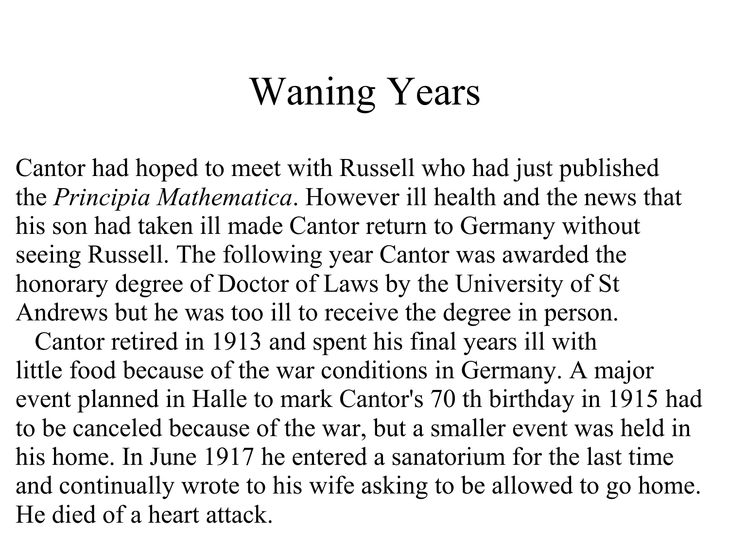# Waning Years

Cantor had hoped to meet with Russell who had just published the *Principia Mathematica*. However ill health and the news that his son had taken ill made Cantor return to Germany without seeing Russell. The following year Cantor was awarded the honorary degree of Doctor of Laws by the University of St Andrews but he was too ill to receive the degree in person.

Cantor retired in 1913 and spent his final years ill with little food because of the war conditions in Germany. A major event planned in Halle to mark Cantor's 70 th birthday in 1915 had to be canceled because of the war, but a smaller event was held in his home. In June 1917 he entered a sanatorium for the last time and continually wrote to his wife asking to be allowed to go home. He died of a heart attack.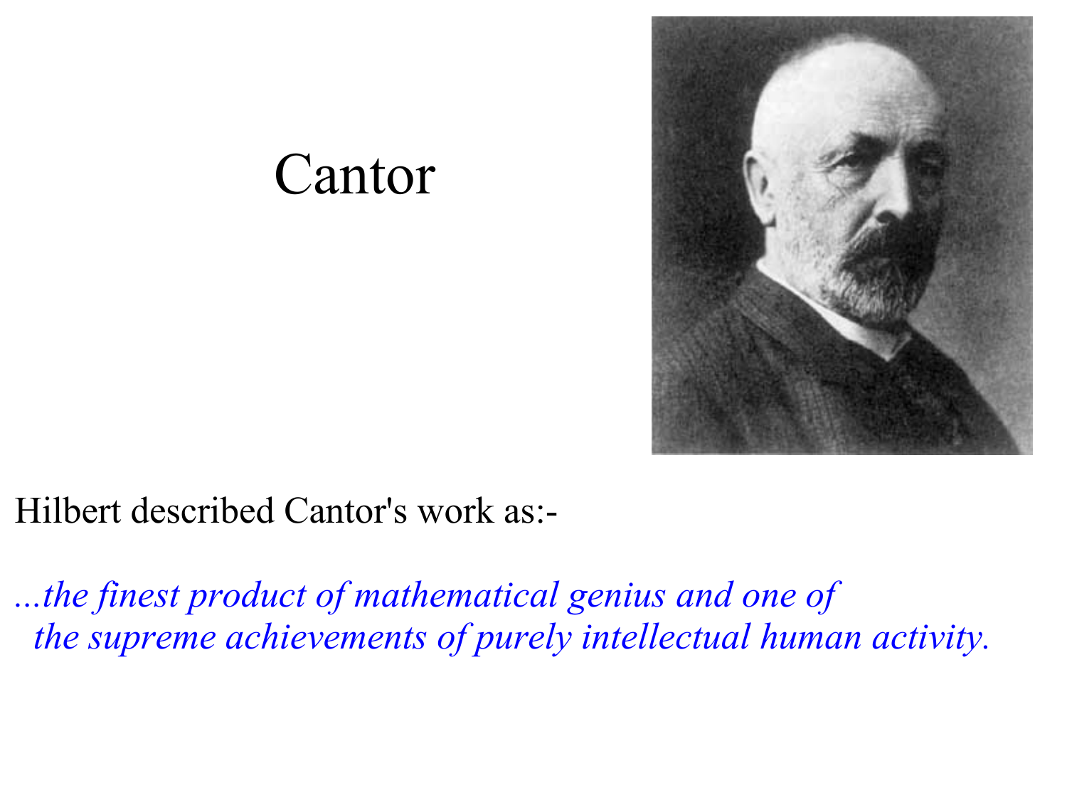# Cantor

Hilbert described Cantor's work as:-

*...the finest product of mathematical genius and one of the supreme achievements of purely intellectual human activity.*